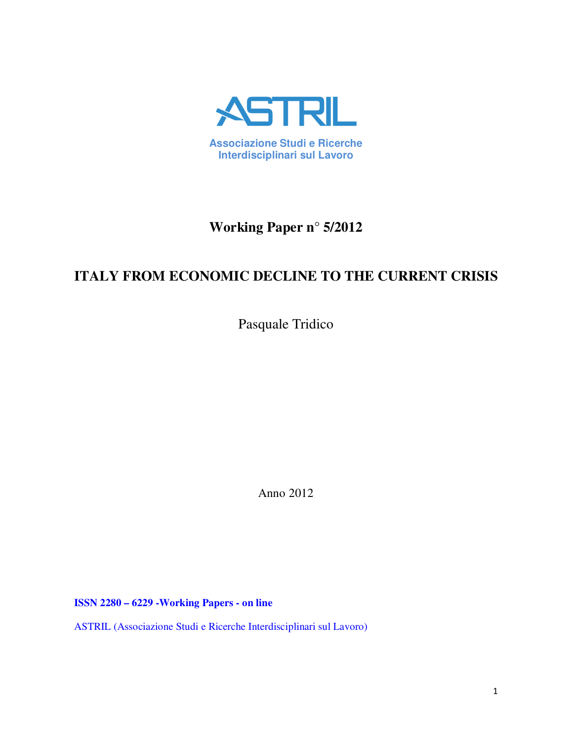ASTRIL

Associazione Studi e Ricerche Interdisciplinari sul Lavoro

**Working Paper n° 5/2012**

# ITALY FROM ECONOMIC DECLINE TO THE CURRENT CRISIS

Pasquale Tridico

Anno 2012

**ISSN 2280 – 6229 -Working Papers - on line**

ASTRIL (Associazione Studi e Ricerche Interdisciplinari sul Lavoro)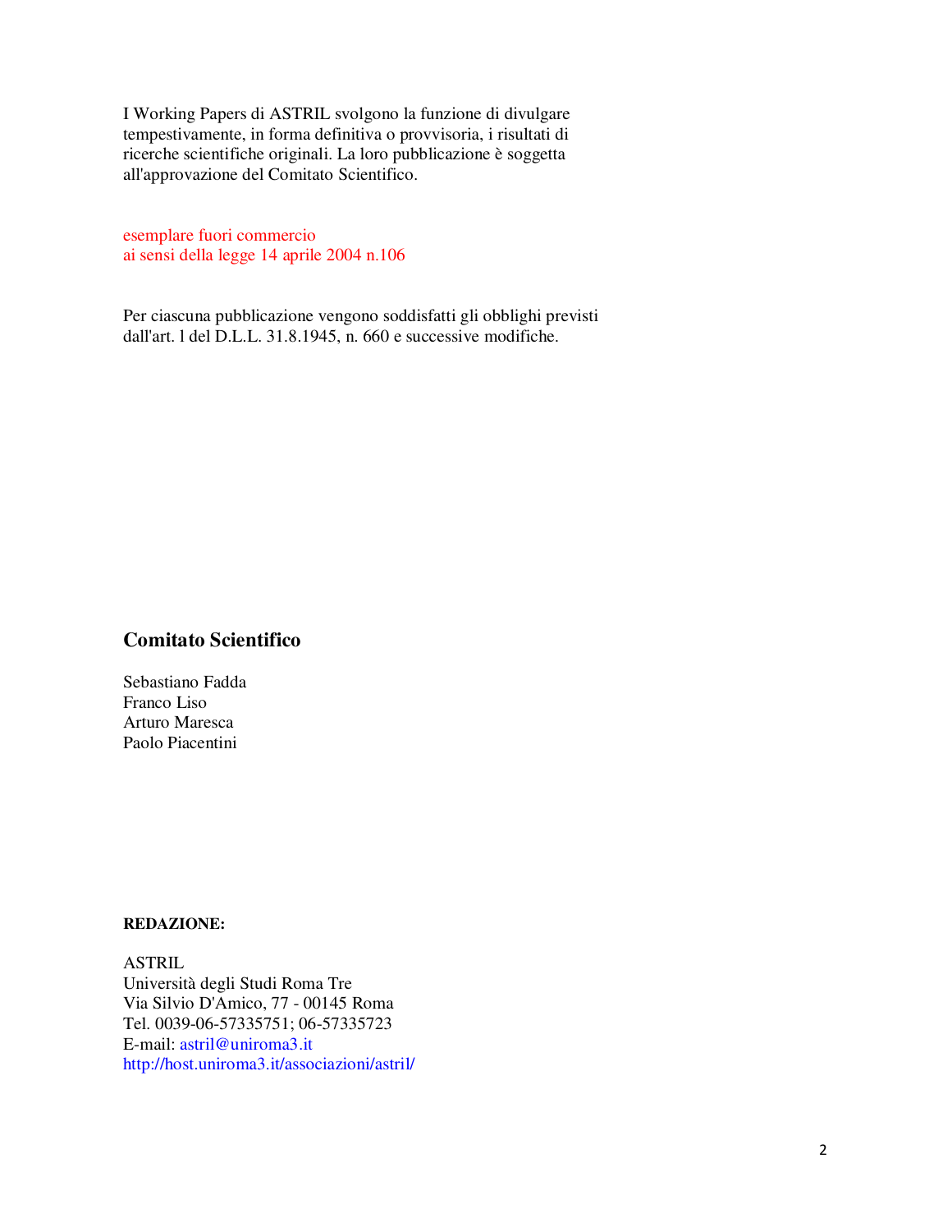I Working Papers di ASTRIL svolgono la funzione di divulgare tempestivamente, in forma definitiva o provvisoria, i risultati di ricerche scientifiche originali. La loro pubblicazione è soggetta all'approvazione del Comitato Scientifico.

esemplare fuori commercio
ai sensi della legge 14 aprile 2004 n.106

Per ciascuna pubblicazione vengono soddisfatti gli obblighi previsti dall'art. l del D.L.L. 31.8.1945, n. 660 e successive modifiche.

## Comitato Scientifico

Sebastiano Fadda
Franco Liso
Arturo Maresca
Paolo Piacentini

**REDAZIONE:**

ASTRIL
Università degli Studi Roma Tre
Via Silvio D'Amico, 77 - 00145 Roma
Tel. 0039-06-57335751; 06-57335723
E-mail: astril@uniroma3.it
http://host.uniroma3.it/associazioni/astril/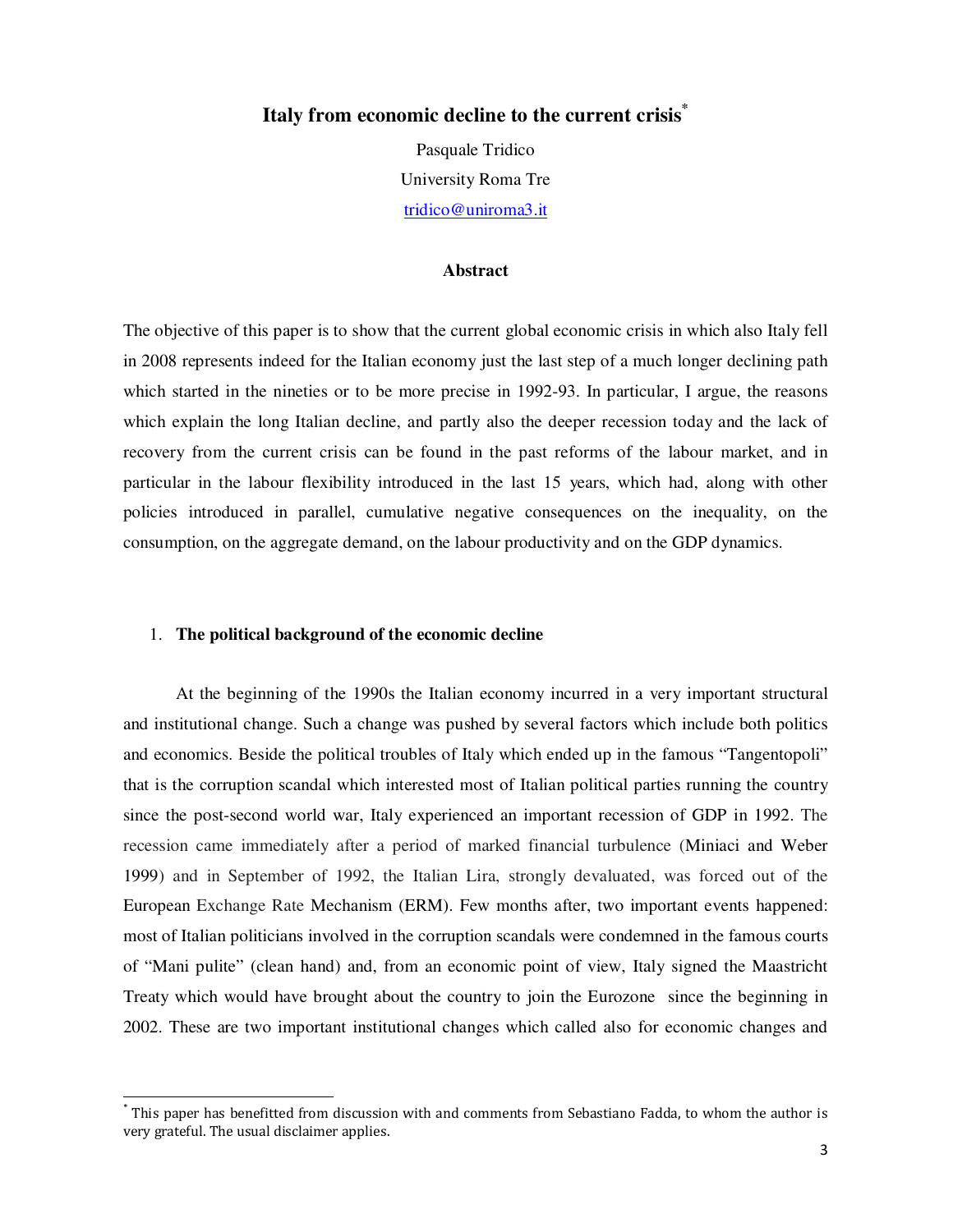# Italy from economic decline to the current crisis[*]

Pasquale Tridico

University Roma Tre

tridico@uniroma3.it

### Abstract

The objective of this paper is to show that the current global economic crisis in which also Italy fell in 2008 represents indeed for the Italian economy just the last step of a much longer declining path which started in the nineties or to be more precise in 1992-93. In particular, I argue, the reasons which explain the long Italian decline, and partly also the deeper recession today and the lack of recovery from the current crisis can be found in the past reforms of the labour market, and in particular in the labour flexibility introduced in the last 15 years, which had, along with other policies introduced in parallel, cumulative negative consequences on the inequality, on the consumption, on the aggregate demand, on the labour productivity and on the GDP dynamics.

## 1. The political background of the economic decline

At the beginning of the 1990s the Italian economy incurred in a very important structural and institutional change. Such a change was pushed by several factors which include both politics and economics. Beside the political troubles of Italy which ended up in the famous "Tangentopoli" that is the corruption scandal which interested most of Italian political parties running the country since the post-second world war, Italy experienced an important recession of GDP in 1992. The recession came immediately after a period of marked financial turbulence (Miniaci and Weber 1999) and in September of 1992, the Italian Lira, strongly devaluated, was forced out of the European Exchange Rate Mechanism (ERM). Few months after, two important events happened: most of Italian politicians involved in the corruption scandals were condemned in the famous courts of "Mani pulite" (clean hand) and, from an economic point of view, Italy signed the Maastricht Treaty which would have brought about the country to join the Eurozone since the beginning in 2002. These are two important institutional changes which called also for economic changes and

[*] This paper has benefitted from discussion with and comments from Sebastiano Fadda, to whom the author is very grateful. The usual disclaimer applies.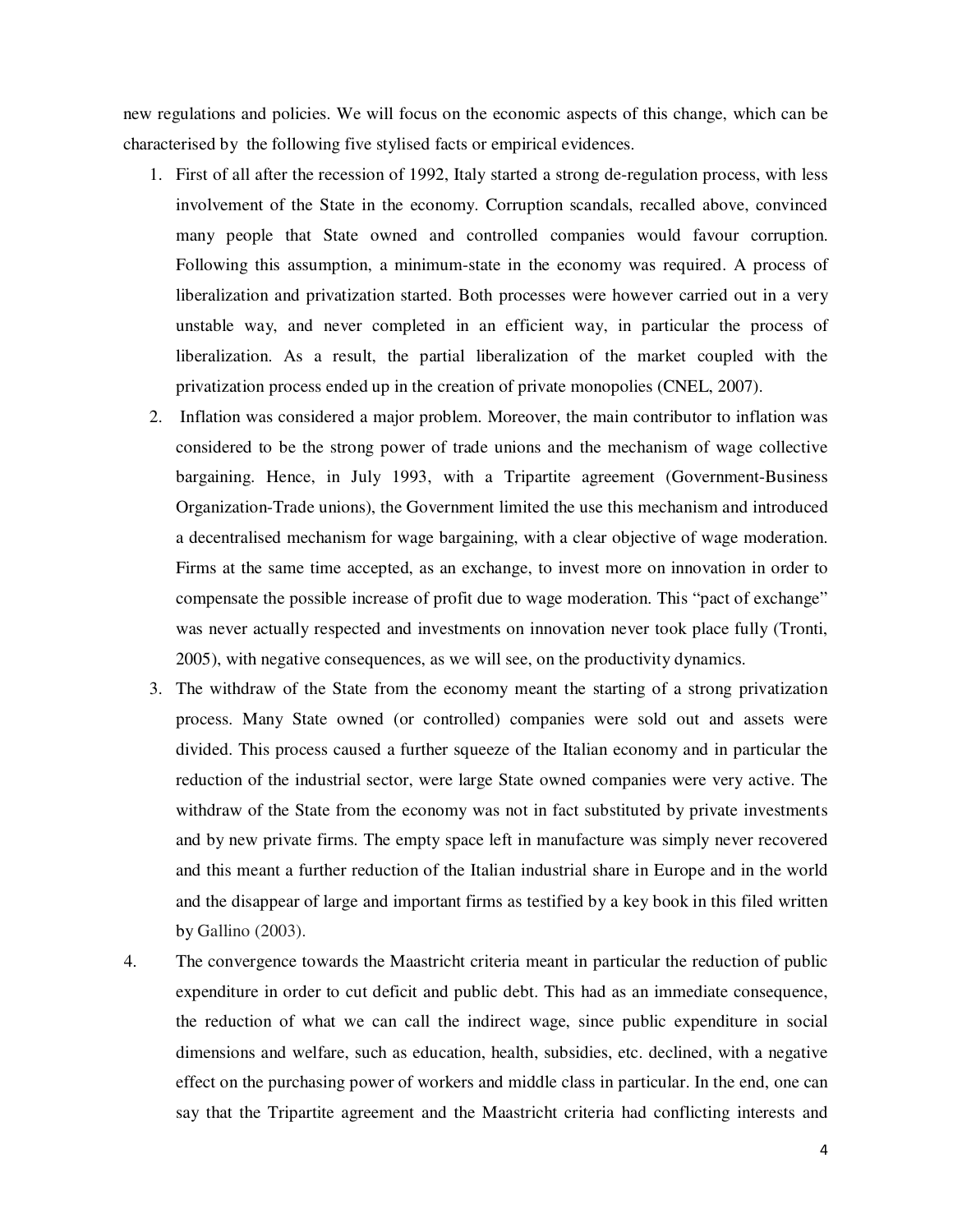new regulations and policies. We will focus on the economic aspects of this change, which can be characterised by the following five stylised facts or empirical evidences.

1. First of all after the recession of 1992, Italy started a strong de-regulation process, with less involvement of the State in the economy. Corruption scandals, recalled above, convinced many people that State owned and controlled companies would favour corruption. Following this assumption, a minimum-state in the economy was required. A process of liberalization and privatization started. Both processes were however carried out in a very unstable way, and never completed in an efficient way, in particular the process of liberalization. As a result, the partial liberalization of the market coupled with the privatization process ended up in the creation of private monopolies (CNEL, 2007).
2. Inflation was considered a major problem. Moreover, the main contributor to inflation was considered to be the strong power of trade unions and the mechanism of wage collective bargaining. Hence, in July 1993, with a Tripartite agreement (Government-Business Organization-Trade unions), the Government limited the use this mechanism and introduced a decentralised mechanism for wage bargaining, with a clear objective of wage moderation. Firms at the same time accepted, as an exchange, to invest more on innovation in order to compensate the possible increase of profit due to wage moderation. This "pact of exchange" was never actually respected and investments on innovation never took place fully (Tronti, 2005), with negative consequences, as we will see, on the productivity dynamics.
3. The withdraw of the State from the economy meant the starting of a strong privatization process. Many State owned (or controlled) companies were sold out and assets were divided. This process caused a further squeeze of the Italian economy and in particular the reduction of the industrial sector, were large State owned companies were very active. The withdraw of the State from the economy was not in fact substituted by private investments and by new private firms. The empty space left in manufacture was simply never recovered and this meant a further reduction of the Italian industrial share in Europe and in the world and the disappear of large and important firms as testified by a key book in this filed written by Gallino (2003).
4. The convergence towards the Maastricht criteria meant in particular the reduction of public expenditure in order to cut deficit and public debt. This had as an immediate consequence, the reduction of what we can call the indirect wage, since public expenditure in social dimensions and welfare, such as education, health, subsidies, etc. declined, with a negative effect on the purchasing power of workers and middle class in particular. In the end, one can say that the Tripartite agreement and the Maastricht criteria had conflicting interests and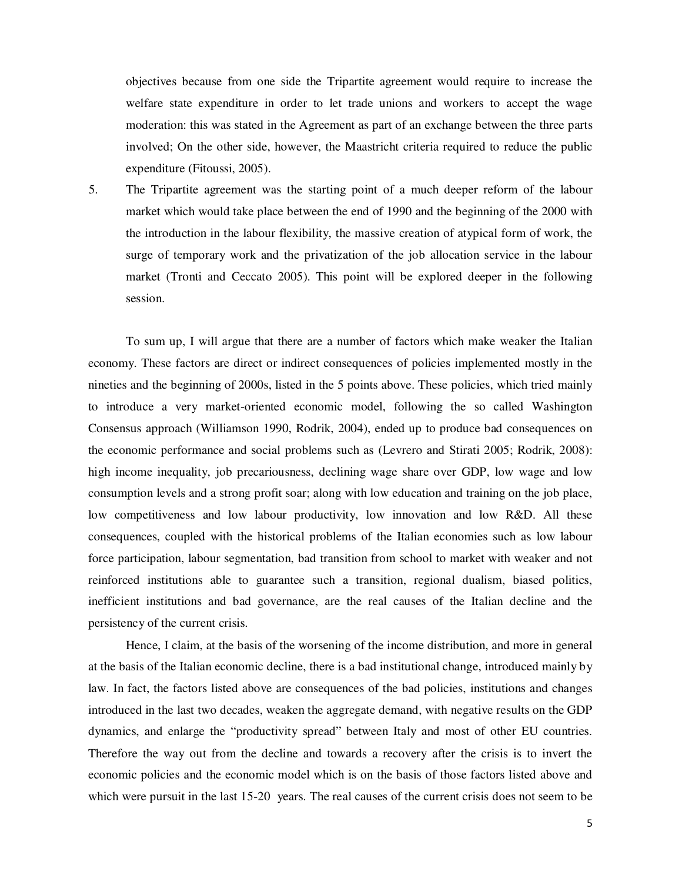objectives because from one side the Tripartite agreement would require to increase the welfare state expenditure in order to let trade unions and workers to accept the wage moderation: this was stated in the Agreement as part of an exchange between the three parts involved; On the other side, however, the Maastricht criteria required to reduce the public expenditure (Fitoussi, 2005).

5. The Tripartite agreement was the starting point of a much deeper reform of the labour market which would take place between the end of 1990 and the beginning of the 2000 with the introduction in the labour flexibility, the massive creation of atypical form of work, the surge of temporary work and the privatization of the job allocation service in the labour market (Tronti and Ceccato 2005). This point will be explored deeper in the following session.

To sum up, I will argue that there are a number of factors which make weaker the Italian economy. These factors are direct or indirect consequences of policies implemented mostly in the nineties and the beginning of 2000s, listed in the 5 points above. These policies, which tried mainly to introduce a very market-oriented economic model, following the so called Washington Consensus approach (Williamson 1990, Rodrik, 2004), ended up to produce bad consequences on the economic performance and social problems such as (Levrero and Stirati 2005; Rodrik, 2008): high income inequality, job precariousness, declining wage share over GDP, low wage and low consumption levels and a strong profit soar; along with low education and training on the job place, low competitiveness and low labour productivity, low innovation and low R&D. All these consequences, coupled with the historical problems of the Italian economies such as low labour force participation, labour segmentation, bad transition from school to market with weaker and not reinforced institutions able to guarantee such a transition, regional dualism, biased politics, inefficient institutions and bad governance, are the real causes of the Italian decline and the persistency of the current crisis.

Hence, I claim, at the basis of the worsening of the income distribution, and more in general at the basis of the Italian economic decline, there is a bad institutional change, introduced mainly by law. In fact, the factors listed above are consequences of the bad policies, institutions and changes introduced in the last two decades, weaken the aggregate demand, with negative results on the GDP dynamics, and enlarge the "productivity spread" between Italy and most of other EU countries. Therefore the way out from the decline and towards a recovery after the crisis is to invert the economic policies and the economic model which is on the basis of those factors listed above and which were pursuit in the last 15-20 years. The real causes of the current crisis does not seem to be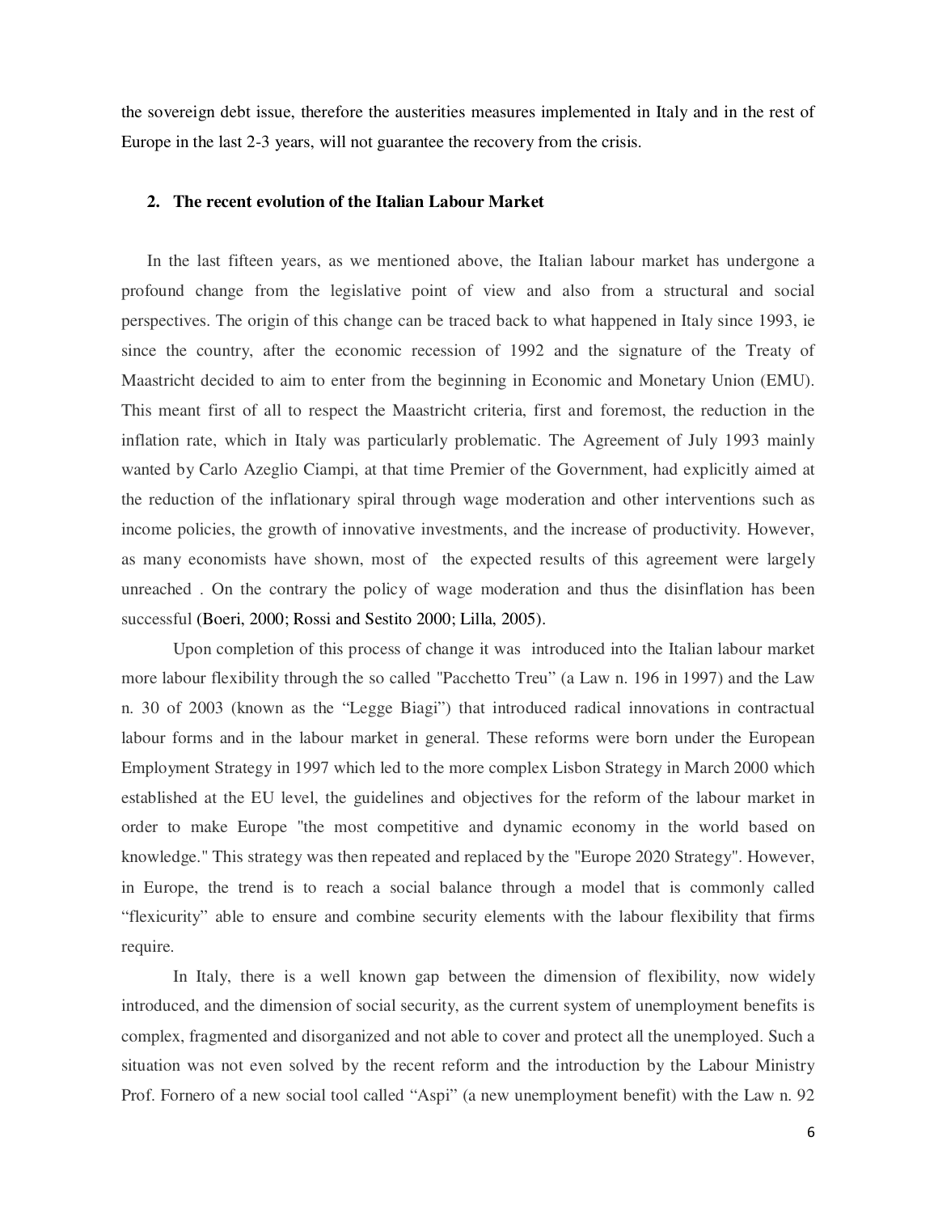the sovereign debt issue, therefore the austerities measures implemented in Italy and in the rest of Europe in the last 2-3 years, will not guarantee the recovery from the crisis.

## 2. The recent evolution of the Italian Labour Market

In the last fifteen years, as we mentioned above, the Italian labour market has undergone a profound change from the legislative point of view and also from a structural and social perspectives. The origin of this change can be traced back to what happened in Italy since 1993, ie since the country, after the economic recession of 1992 and the signature of the Treaty of Maastricht decided to aim to enter from the beginning in Economic and Monetary Union (EMU). This meant first of all to respect the Maastricht criteria, first and foremost, the reduction in the inflation rate, which in Italy was particularly problematic. The Agreement of July 1993 mainly wanted by Carlo Azeglio Ciampi, at that time Premier of the Government, had explicitly aimed at the reduction of the inflationary spiral through wage moderation and other interventions such as income policies, the growth of innovative investments, and the increase of productivity. However, as many economists have shown, most of the expected results of this agreement were largely unreached . On the contrary the policy of wage moderation and thus the disinflation has been successful (Boeri, 2000; Rossi and Sestito 2000; Lilla, 2005).

Upon completion of this process of change it was introduced into the Italian labour market more labour flexibility through the so called "Pacchetto Treu" (a Law n. 196 in 1997) and the Law n. 30 of 2003 (known as the "Legge Biagi") that introduced radical innovations in contractual labour forms and in the labour market in general. These reforms were born under the European Employment Strategy in 1997 which led to the more complex Lisbon Strategy in March 2000 which established at the EU level, the guidelines and objectives for the reform of the labour market in order to make Europe "the most competitive and dynamic economy in the world based on knowledge." This strategy was then repeated and replaced by the "Europe 2020 Strategy". However, in Europe, the trend is to reach a social balance through a model that is commonly called "flexicurity" able to ensure and combine security elements with the labour flexibility that firms require.

In Italy, there is a well known gap between the dimension of flexibility, now widely introduced, and the dimension of social security, as the current system of unemployment benefits is complex, fragmented and disorganized and not able to cover and protect all the unemployed. Such a situation was not even solved by the recent reform and the introduction by the Labour Ministry Prof. Fornero of a new social tool called "Aspi" (a new unemployment benefit) with the Law n. 92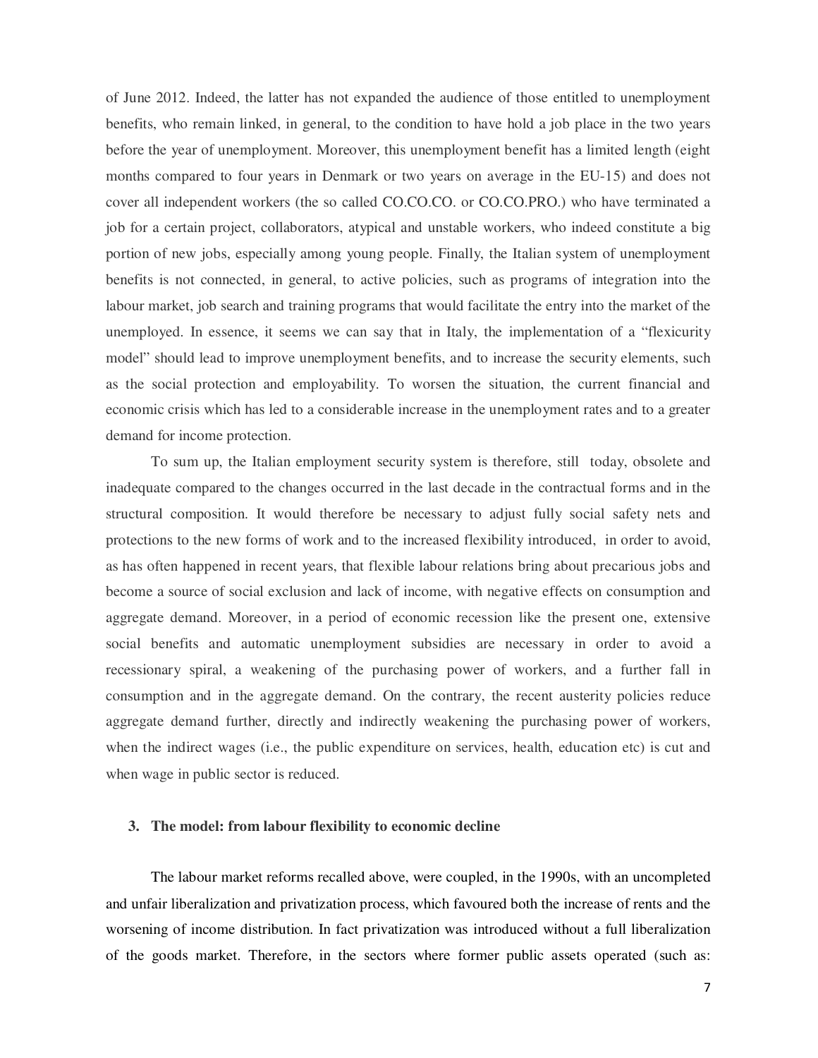of June 2012. Indeed, the latter has not expanded the audience of those entitled to unemployment benefits, who remain linked, in general, to the condition to have hold a job place in the two years before the year of unemployment. Moreover, this unemployment benefit has a limited length (eight months compared to four years in Denmark or two years on average in the EU-15) and does not cover all independent workers (the so called CO.CO.CO. or CO.CO.PRO.) who have terminated a job for a certain project, collaborators, atypical and unstable workers, who indeed constitute a big portion of new jobs, especially among young people. Finally, the Italian system of unemployment benefits is not connected, in general, to active policies, such as programs of integration into the labour market, job search and training programs that would facilitate the entry into the market of the unemployed. In essence, it seems we can say that in Italy, the implementation of a "flexicurity model" should lead to improve unemployment benefits, and to increase the security elements, such as the social protection and employability. To worsen the situation, the current financial and economic crisis which has led to a considerable increase in the unemployment rates and to a greater demand for income protection.

To sum up, the Italian employment security system is therefore, still today, obsolete and inadequate compared to the changes occurred in the last decade in the contractual forms and in the structural composition. It would therefore be necessary to adjust fully social safety nets and protections to the new forms of work and to the increased flexibility introduced, in order to avoid, as has often happened in recent years, that flexible labour relations bring about precarious jobs and become a source of social exclusion and lack of income, with negative effects on consumption and aggregate demand. Moreover, in a period of economic recession like the present one, extensive social benefits and automatic unemployment subsidies are necessary in order to avoid a recessionary spiral, a weakening of the purchasing power of workers, and a further fall in consumption and in the aggregate demand. On the contrary, the recent austerity policies reduce aggregate demand further, directly and indirectly weakening the purchasing power of workers, when the indirect wages (i.e., the public expenditure on services, health, education etc) is cut and when wage in public sector is reduced.

## 3. The model: from labour flexibility to economic decline

The labour market reforms recalled above, were coupled, in the 1990s, with an uncompleted and unfair liberalization and privatization process, which favoured both the increase of rents and the worsening of income distribution. In fact privatization was introduced without a full liberalization of the goods market. Therefore, in the sectors where former public assets operated (such as: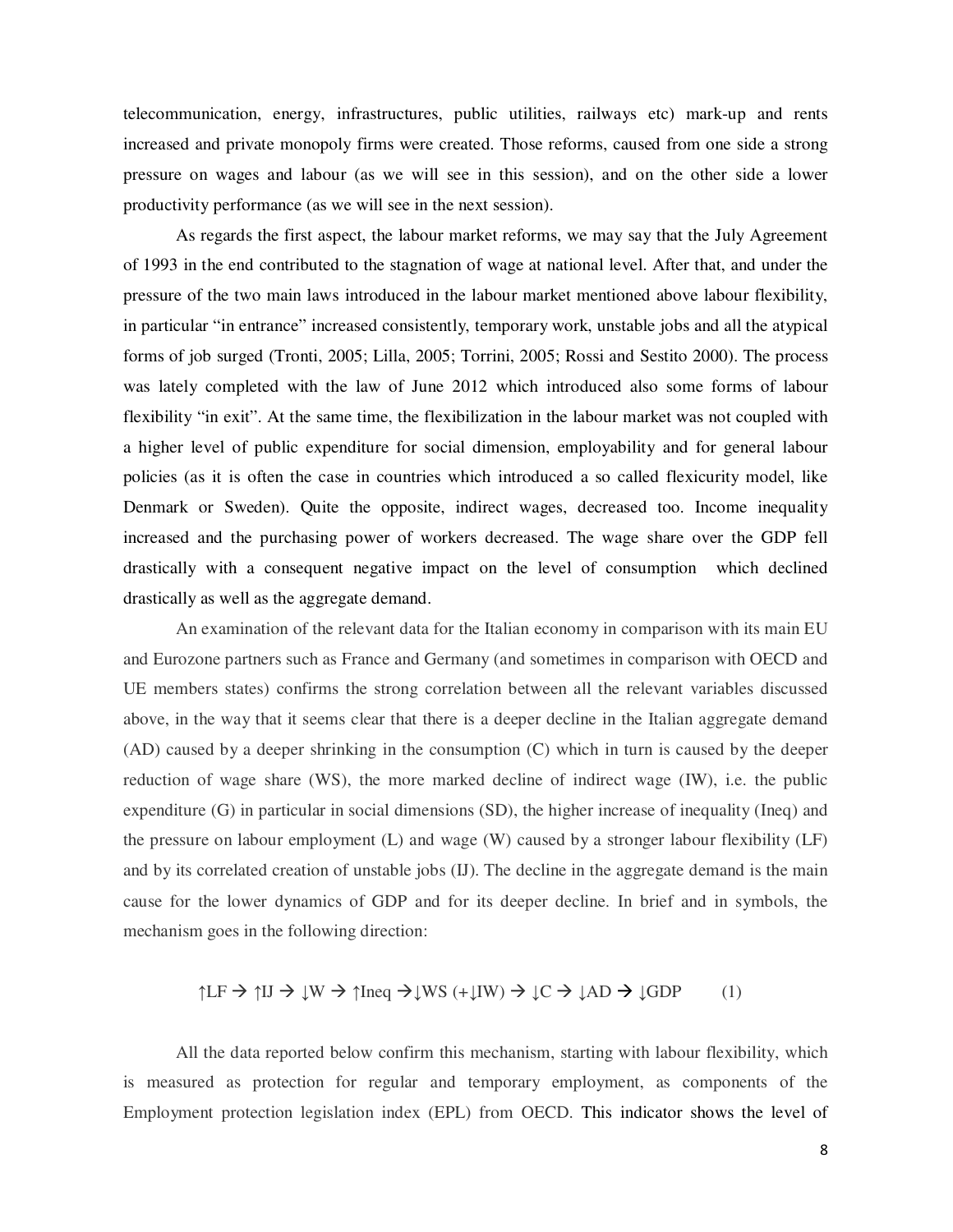telecommunication, energy, infrastructures, public utilities, railways etc) mark-up and rents increased and private monopoly firms were created. Those reforms, caused from one side a strong pressure on wages and labour (as we will see in this session), and on the other side a lower productivity performance (as we will see in the next session).

As regards the first aspect, the labour market reforms, we may say that the July Agreement of 1993 in the end contributed to the stagnation of wage at national level. After that, and under the pressure of the two main laws introduced in the labour market mentioned above labour flexibility, in particular "in entrance" increased consistently, temporary work, unstable jobs and all the atypical forms of job surged (Tronti, 2005; Lilla, 2005; Torrini, 2005; Rossi and Sestito 2000). The process was lately completed with the law of June 2012 which introduced also some forms of labour flexibility "in exit". At the same time, the flexibilization in the labour market was not coupled with a higher level of public expenditure for social dimension, employability and for general labour policies (as it is often the case in countries which introduced a so called flexicurity model, like Denmark or Sweden). Quite the opposite, indirect wages, decreased too. Income inequality increased and the purchasing power of workers decreased. The wage share over the GDP fell drastically with a consequent negative impact on the level of consumption which declined drastically as well as the aggregate demand.

An examination of the relevant data for the Italian economy in comparison with its main EU and Eurozone partners such as France and Germany (and sometimes in comparison with OECD and UE members states) confirms the strong correlation between all the relevant variables discussed above, in the way that it seems clear that there is a deeper decline in the Italian aggregate demand (AD) caused by a deeper shrinking in the consumption (C) which in turn is caused by the deeper reduction of wage share (WS), the more marked decline of indirect wage (IW), i.e. the public expenditure (G) in particular in social dimensions (SD), the higher increase of inequality (Ineq) and the pressure on labour employment (L) and wage (W) caused by a stronger labour flexibility (LF) and by its correlated creation of unstable jobs (IJ). The decline in the aggregate demand is the main cause for the lower dynamics of GDP and for its deeper decline. In brief and in symbols, the mechanism goes in the following direction:

$$\uparrow LF \rightarrow \uparrow IJ \rightarrow \downarrow W \rightarrow \uparrow Ineq \rightarrow \downarrow WS\ (+\downarrow IW) \rightarrow \downarrow C \rightarrow \downarrow AD \rightarrow \downarrow GDP \qquad (1)$$

All the data reported below confirm this mechanism, starting with labour flexibility, which is measured as protection for regular and temporary employment, as components of the Employment protection legislation index (EPL) from OECD. This indicator shows the level of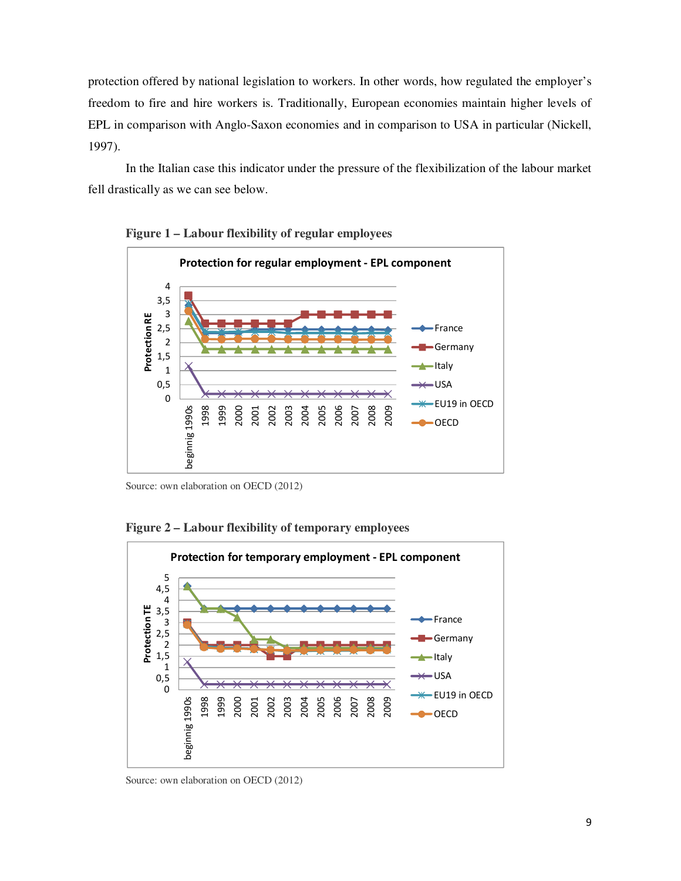protection offered by national legislation to workers. In other words, how regulated the employer's freedom to fire and hire workers is. Traditionally, European economies maintain higher levels of EPL in comparison with Anglo-Saxon economies and in comparison to USA in particular (Nickell, 1997).

In the Italian case this indicator under the pressure of the flexibilization of the labour market fell drastically as we can see below.

**Figure 1 – Labour flexibility of regular employees**

Source: own elaboration on OECD (2012)

**Figure 2 – Labour flexibility of temporary employees**

Source: own elaboration on OECD (2012)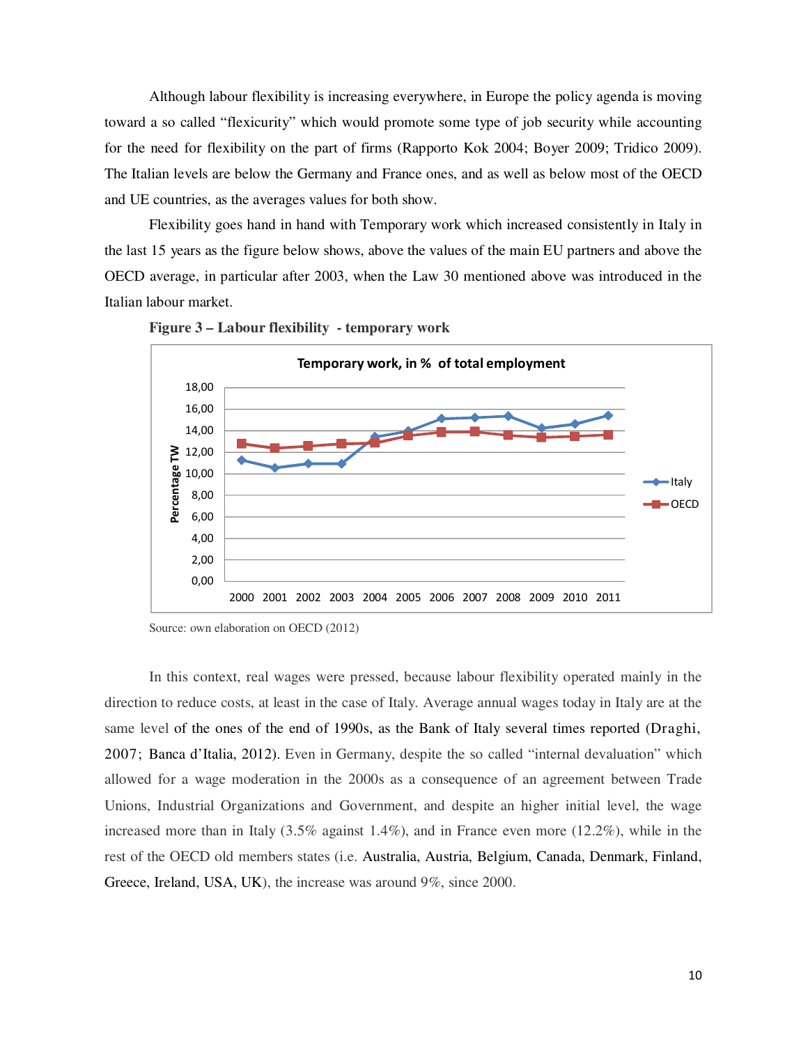Although labour flexibility is increasing everywhere, in Europe the policy agenda is moving toward a so called "flexicurity" which would promote some type of job security while accounting for the need for flexibility on the part of firms (Rapporto Kok 2004; Boyer 2009; Tridico 2009). The Italian levels are below the Germany and France ones, and as well as below most of the OECD and UE countries, as the averages values for both show.

Flexibility goes hand in hand with Temporary work which increased consistently in Italy in the last 15 years as the figure below shows, above the values of the main EU partners and above the OECD average, in particular after 2003, when the Law 30 mentioned above was introduced in the Italian labour market.

**Figure 3 – Labour flexibility - temporary work**

Source: own elaboration on OECD (2012)

In this context, real wages were pressed, because labour flexibility operated mainly in the direction to reduce costs, at least in the case of Italy. Average annual wages today in Italy are at the same level of the ones of the end of 1990s, as the Bank of Italy several times reported (Draghi, 2007; Banca d'Italia, 2012). Even in Germany, despite the so called "internal devaluation" which allowed for a wage moderation in the 2000s as a consequence of an agreement between Trade Unions, Industrial Organizations and Government, and despite an higher initial level, the wage increased more than in Italy (3.5% against 1.4%), and in France even more (12.2%), while in the rest of the OECD old members states (i.e. Australia, Austria, Belgium, Canada, Denmark, Finland, Greece, Ireland, USA, UK), the increase was around 9%, since 2000.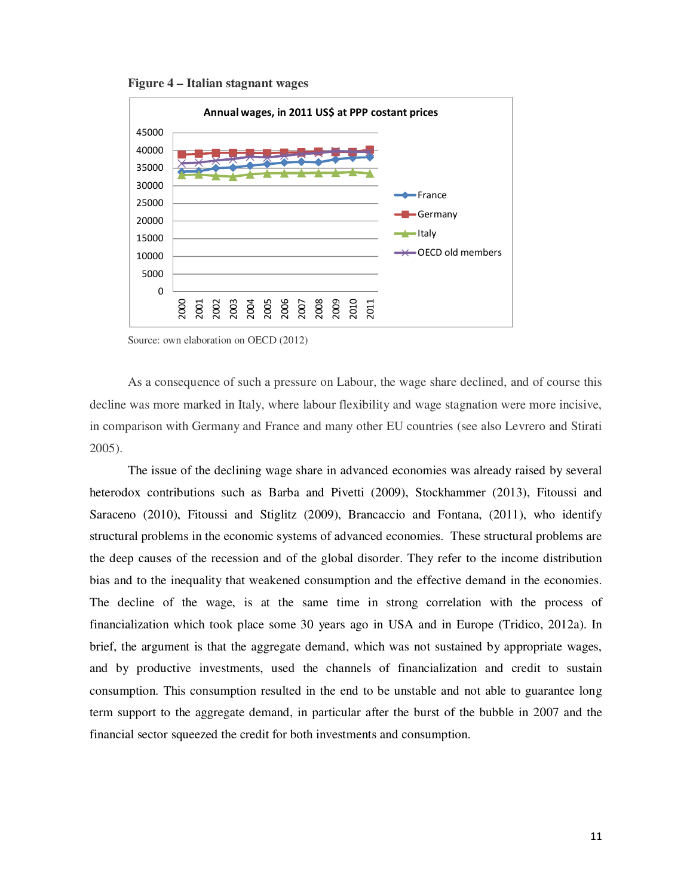**Figure 4 – Italian stagnant wages**

Source: own elaboration on OECD (2012)

As a consequence of such a pressure on Labour, the wage share declined, and of course this decline was more marked in Italy, where labour flexibility and wage stagnation were more incisive, in comparison with Germany and France and many other EU countries (see also Levrero and Stirati 2005).

The issue of the declining wage share in advanced economies was already raised by several heterodox contributions such as Barba and Pivetti (2009), Stockhammer (2013), Fitoussi and Saraceno (2010), Fitoussi and Stiglitz (2009), Brancaccio and Fontana, (2011), who identify structural problems in the economic systems of advanced economies. These structural problems are the deep causes of the recession and of the global disorder. They refer to the income distribution bias and to the inequality that weakened consumption and the effective demand in the economies. The decline of the wage, is at the same time in strong correlation with the process of financialization which took place some 30 years ago in USA and in Europe (Tridico, 2012a). In brief, the argument is that the aggregate demand, which was not sustained by appropriate wages, and by productive investments, used the channels of financialization and credit to sustain consumption. This consumption resulted in the end to be unstable and not able to guarantee long term support to the aggregate demand, in particular after the burst of the bubble in 2007 and the financial sector squeezed the credit for both investments and consumption.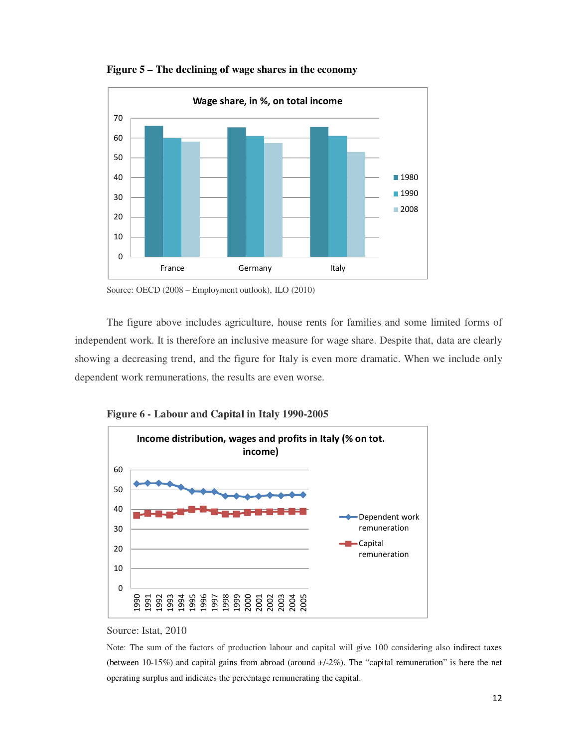**Figure 5 – The declining of wage shares in the economy**

Source: OECD (2008 – Employment outlook), ILO (2010)

The figure above includes agriculture, house rents for families and some limited forms of independent work. It is therefore an inclusive measure for wage share. Despite that, data are clearly showing a decreasing trend, and the figure for Italy is even more dramatic. When we include only dependent work remunerations, the results are even worse.

**Figure 6 - Labour and Capital in Italy 1990-2005**

Source: Istat, 2010

Note: The sum of the factors of production labour and capital will give 100 considering also indirect taxes (between 10-15%) and capital gains from abroad (around +/-2%). The "capital remuneration" is here the net operating surplus and indicates the percentage remunerating the capital.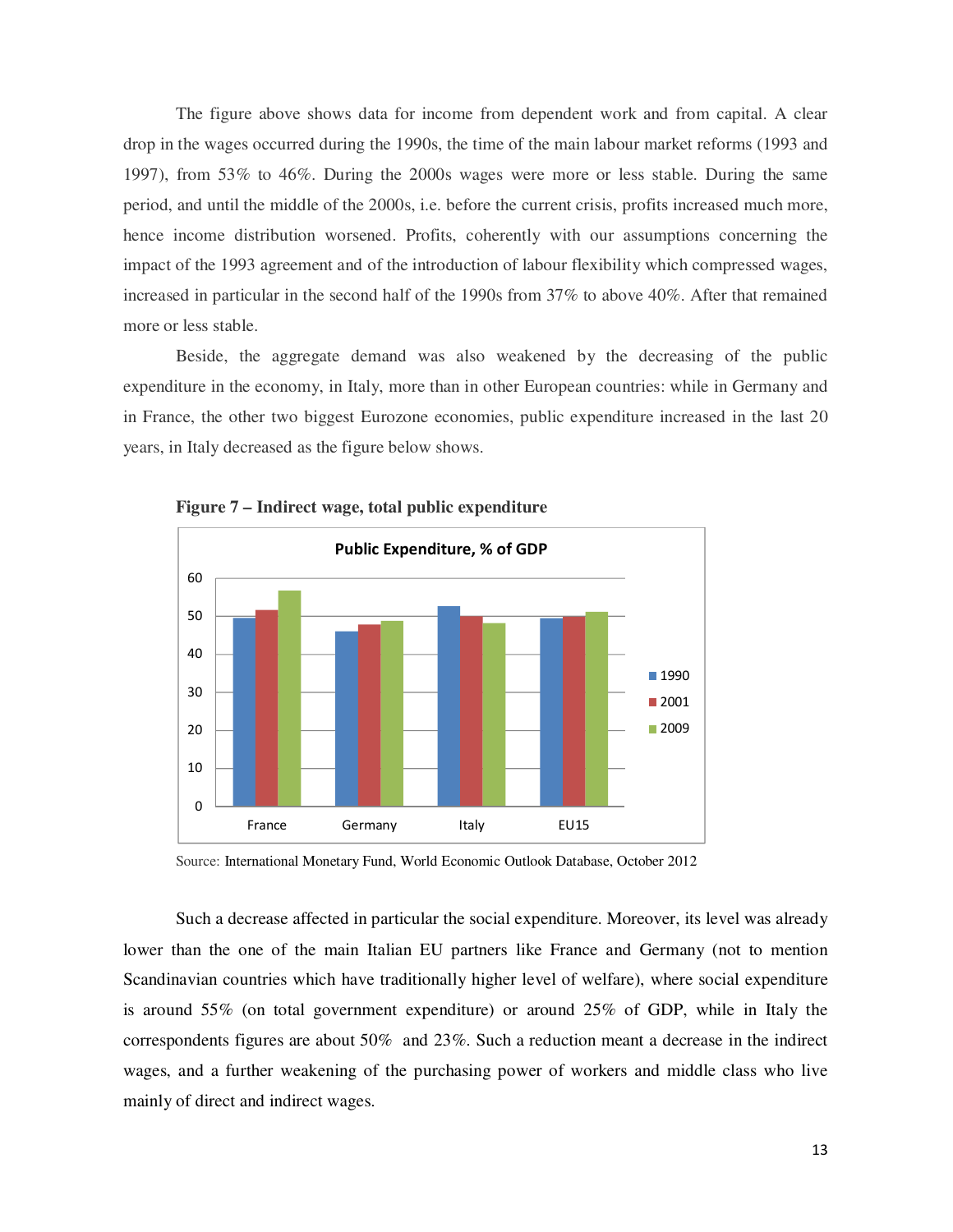The figure above shows data for income from dependent work and from capital. A clear drop in the wages occurred during the 1990s, the time of the main labour market reforms (1993 and 1997), from 53% to 46%. During the 2000s wages were more or less stable. During the same period, and until the middle of the 2000s, i.e. before the current crisis, profits increased much more, hence income distribution worsened. Profits, coherently with our assumptions concerning the impact of the 1993 agreement and of the introduction of labour flexibility which compressed wages, increased in particular in the second half of the 1990s from 37% to above 40%. After that remained more or less stable.

Beside, the aggregate demand was also weakened by the decreasing of the public expenditure in the economy, in Italy, more than in other European countries: while in Germany and in France, the other two biggest Eurozone economies, public expenditure increased in the last 20 years, in Italy decreased as the figure below shows.

**Figure 7 – Indirect wage, total public expenditure**

Source: International Monetary Fund, World Economic Outlook Database, October 2012

Such a decrease affected in particular the social expenditure. Moreover, its level was already lower than the one of the main Italian EU partners like France and Germany (not to mention Scandinavian countries which have traditionally higher level of welfare), where social expenditure is around 55% (on total government expenditure) or around 25% of GDP, while in Italy the correspondents figures are about 50% and 23%. Such a reduction meant a decrease in the indirect wages, and a further weakening of the purchasing power of workers and middle class who live mainly of direct and indirect wages.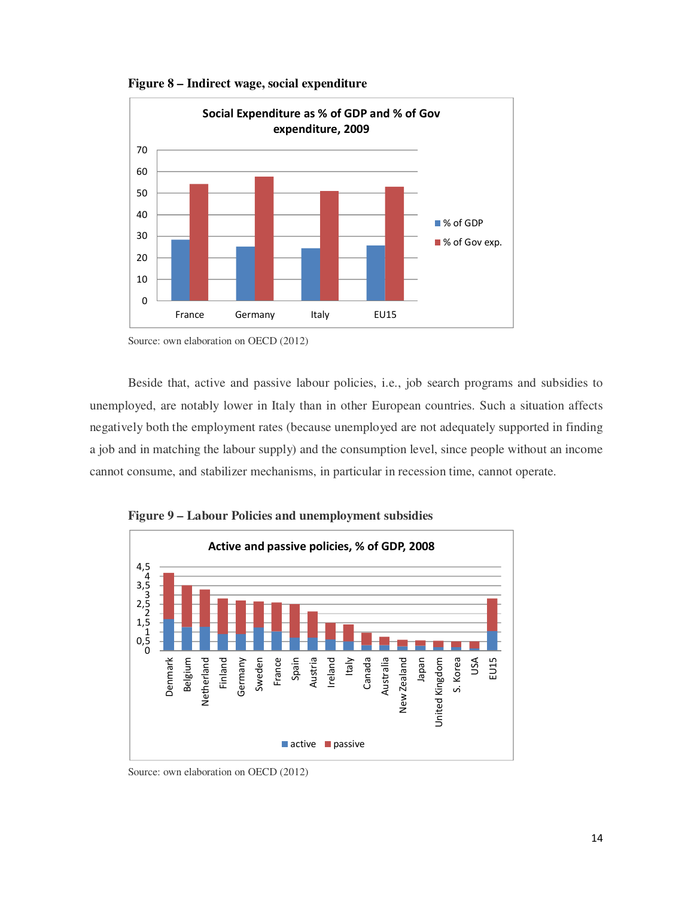**Figure 8 – Indirect wage, social expenditure**

Source: own elaboration on OECD (2012)

Beside that, active and passive labour policies, i.e., job search programs and subsidies to unemployed, are notably lower in Italy than in other European countries. Such a situation affects negatively both the employment rates (because unemployed are not adequately supported in finding a job and in matching the labour supply) and the consumption level, since people without an income cannot consume, and stabilizer mechanisms, in particular in recession time, cannot operate.

**Figure 9 – Labour Policies and unemployment subsidies**

Source: own elaboration on OECD (2012)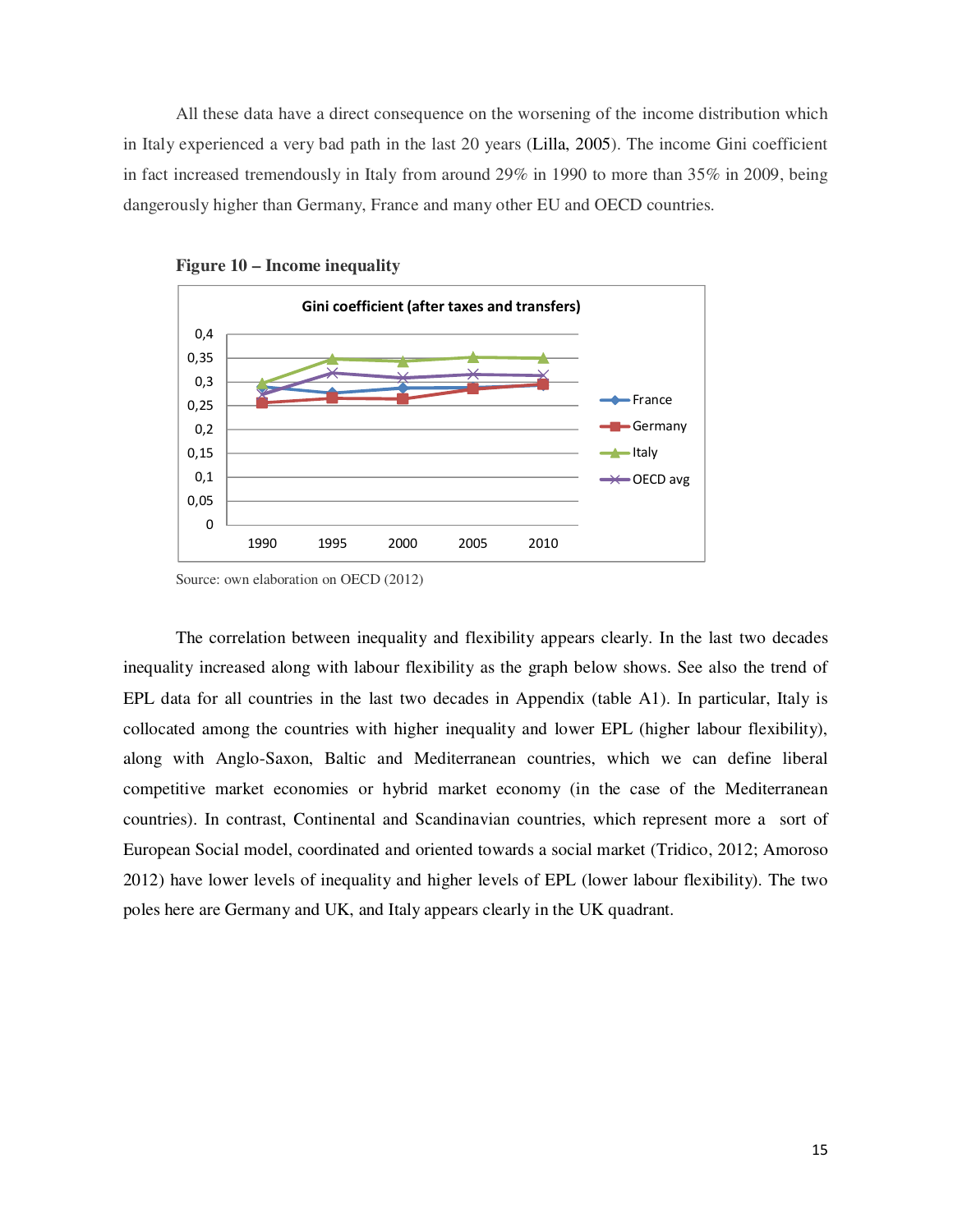All these data have a direct consequence on the worsening of the income distribution which in Italy experienced a very bad path in the last 20 years (Lilla, 2005). The income Gini coefficient in fact increased tremendously in Italy from around 29% in 1990 to more than 35% in 2009, being dangerously higher than Germany, France and many other EU and OECD countries.

**Figure 10 – Income inequality**

Source: own elaboration on OECD (2012)

The correlation between inequality and flexibility appears clearly. In the last two decades inequality increased along with labour flexibility as the graph below shows. See also the trend of EPL data for all countries in the last two decades in Appendix (table A1). In particular, Italy is collocated among the countries with higher inequality and lower EPL (higher labour flexibility), along with Anglo-Saxon, Baltic and Mediterranean countries, which we can define liberal competitive market economies or hybrid market economy (in the case of the Mediterranean countries). In contrast, Continental and Scandinavian countries, which represent more a sort of European Social model, coordinated and oriented towards a social market (Tridico, 2012; Amoroso 2012) have lower levels of inequality and higher levels of EPL (lower labour flexibility). The two poles here are Germany and UK, and Italy appears clearly in the UK quadrant.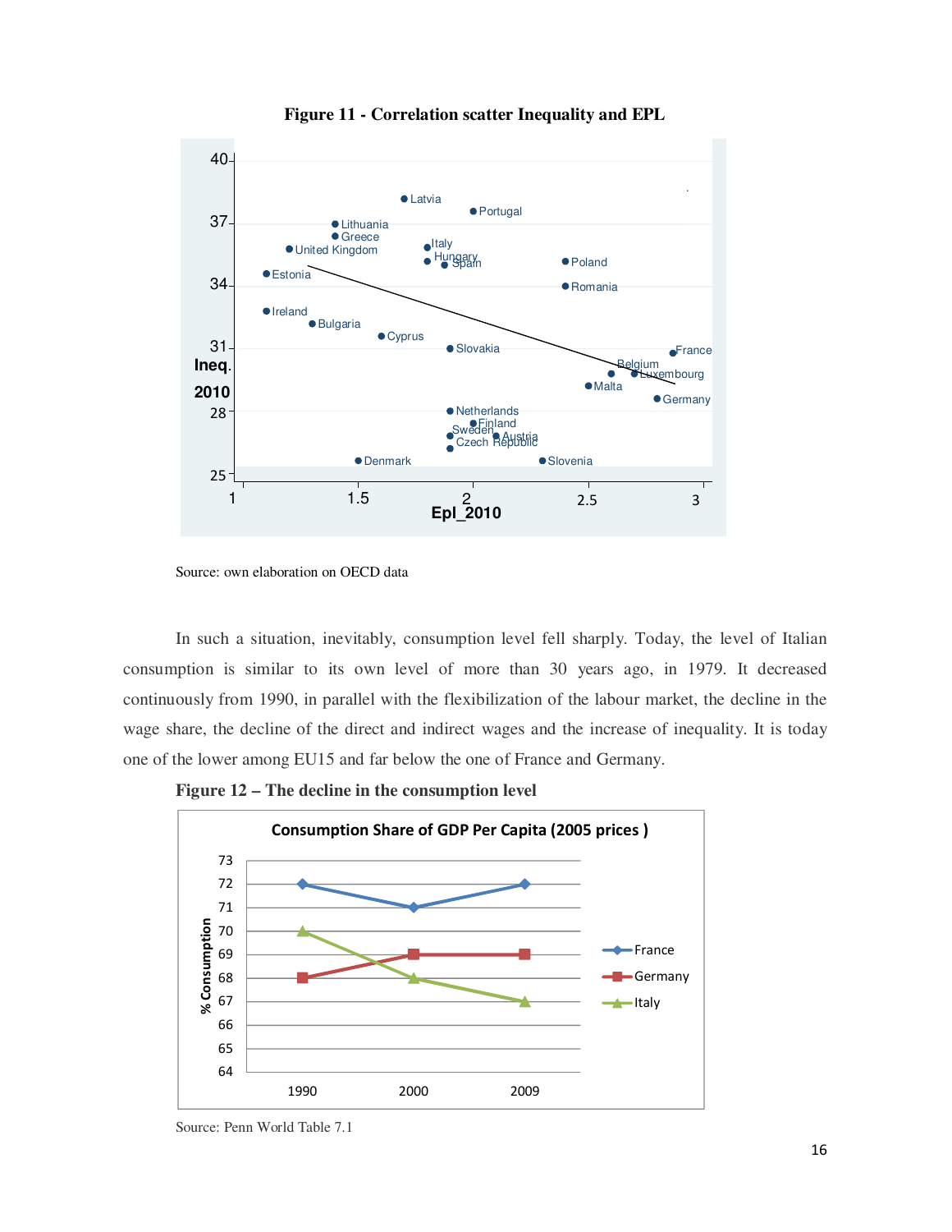**Figure 11 - Correlation scatter Inequality and EPL**

Source: own elaboration on OECD data

In such a situation, inevitably, consumption level fell sharply. Today, the level of Italian consumption is similar to its own level of more than 30 years ago, in 1979. It decreased continuously from 1990, in parallel with the flexibilization of the labour market, the decline in the wage share, the decline of the direct and indirect wages and the increase of inequality. It is today one of the lower among EU15 and far below the one of France and Germany.

**Figure 12 – The decline in the consumption level**

Source: Penn World Table 7.1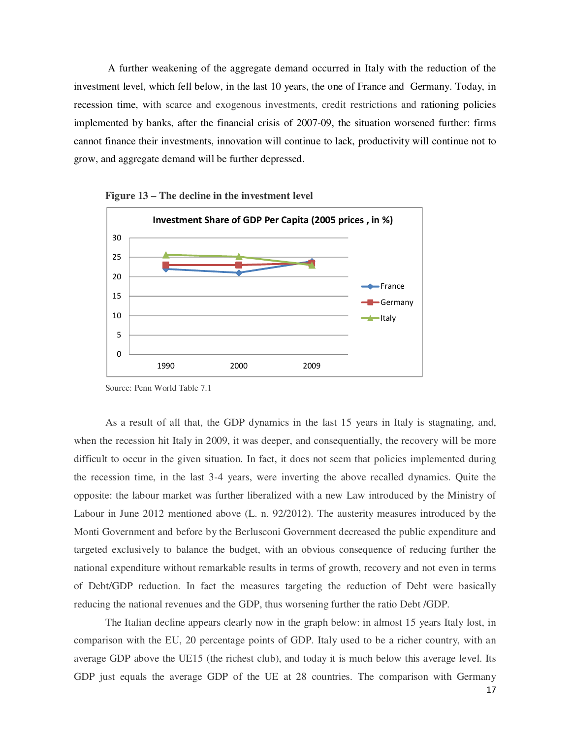A further weakening of the aggregate demand occurred in Italy with the reduction of the investment level, which fell below, in the last 10 years, the one of France and Germany. Today, in recession time, with scarce and exogenous investments, credit restrictions and rationing policies implemented by banks, after the financial crisis of 2007-09, the situation worsened further: firms cannot finance their investments, innovation will continue to lack, productivity will continue not to grow, and aggregate demand will be further depressed.

**Figure 13 – The decline in the investment level**

Source: Penn World Table 7.1

As a result of all that, the GDP dynamics in the last 15 years in Italy is stagnating, and, when the recession hit Italy in 2009, it was deeper, and consequentially, the recovery will be more difficult to occur in the given situation. In fact, it does not seem that policies implemented during the recession time, in the last 3-4 years, were inverting the above recalled dynamics. Quite the opposite: the labour market was further liberalized with a new Law introduced by the Ministry of Labour in June 2012 mentioned above (L. n. 92/2012). The austerity measures introduced by the Monti Government and before by the Berlusconi Government decreased the public expenditure and targeted exclusively to balance the budget, with an obvious consequence of reducing further the national expenditure without remarkable results in terms of growth, recovery and not even in terms of Debt/GDP reduction. In fact the measures targeting the reduction of Debt were basically reducing the national revenues and the GDP, thus worsening further the ratio Debt /GDP.

The Italian decline appears clearly now in the graph below: in almost 15 years Italy lost, in comparison with the EU, 20 percentage points of GDP. Italy used to be a richer country, with an average GDP above the UE15 (the richest club), and today it is much below this average level. Its GDP just equals the average GDP of the UE at 28 countries. The comparison with Germany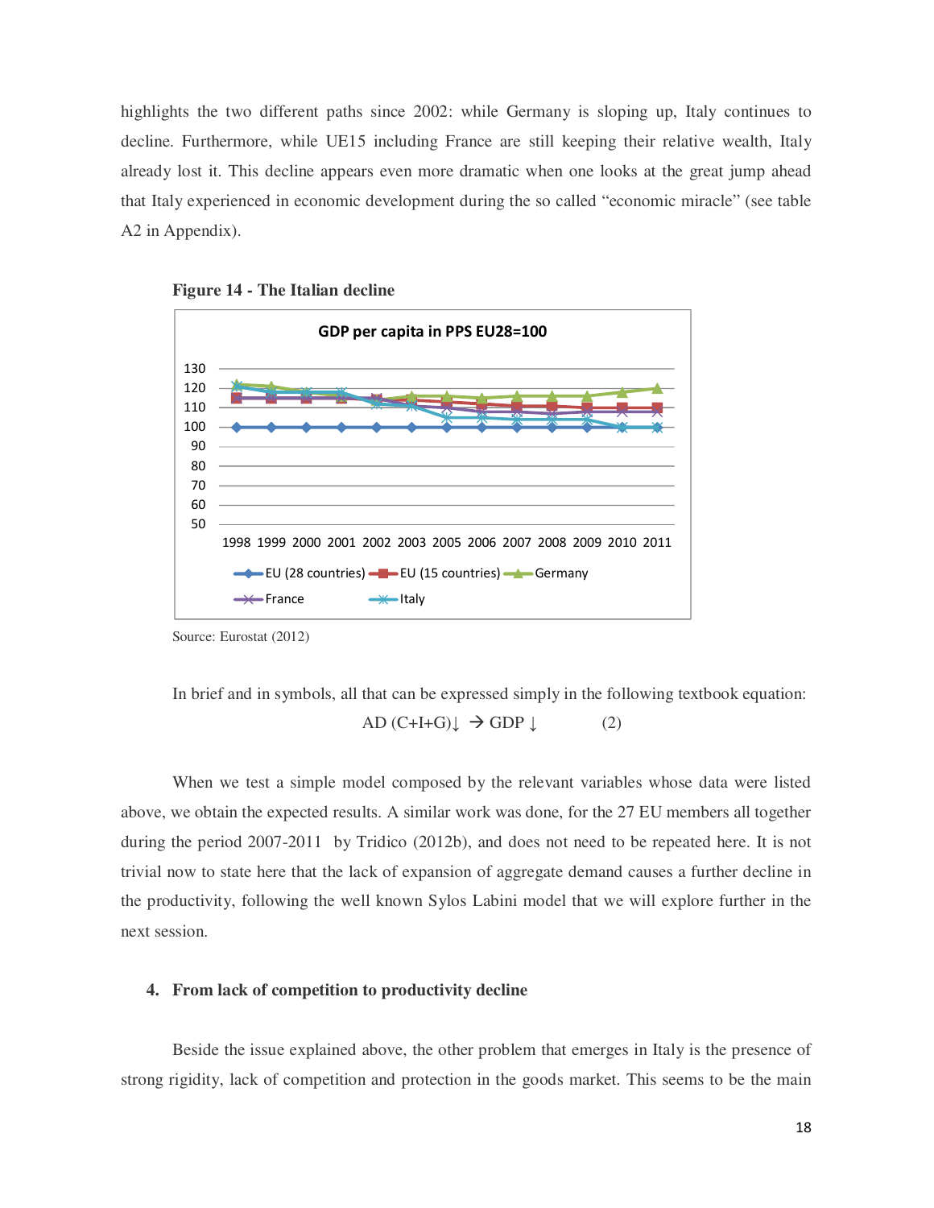highlights the two different paths since 2002: while Germany is sloping up, Italy continues to decline. Furthermore, while UE15 including France are still keeping their relative wealth, Italy already lost it. This decline appears even more dramatic when one looks at the great jump ahead that Italy experienced in economic development during the so called "economic miracle" (see table A2 in Appendix).

**Figure 14 - The Italian decline**

Source: Eurostat (2012)

In brief and in symbols, all that can be expressed simply in the following textbook equation:

$$AD\ (C+I+G)\downarrow\ \rightarrow GDP\downarrow \qquad (2)$$

When we test a simple model composed by the relevant variables whose data were listed above, we obtain the expected results. A similar work was done, for the 27 EU members all together during the period 2007-2011 by Tridico (2012b), and does not need to be repeated here. It is not trivial now to state here that the lack of expansion of aggregate demand causes a further decline in the productivity, following the well known Sylos Labini model that we will explore further in the next session.

## 4. From lack of competition to productivity decline

Beside the issue explained above, the other problem that emerges in Italy is the presence of strong rigidity, lack of competition and protection in the goods market. This seems to be the main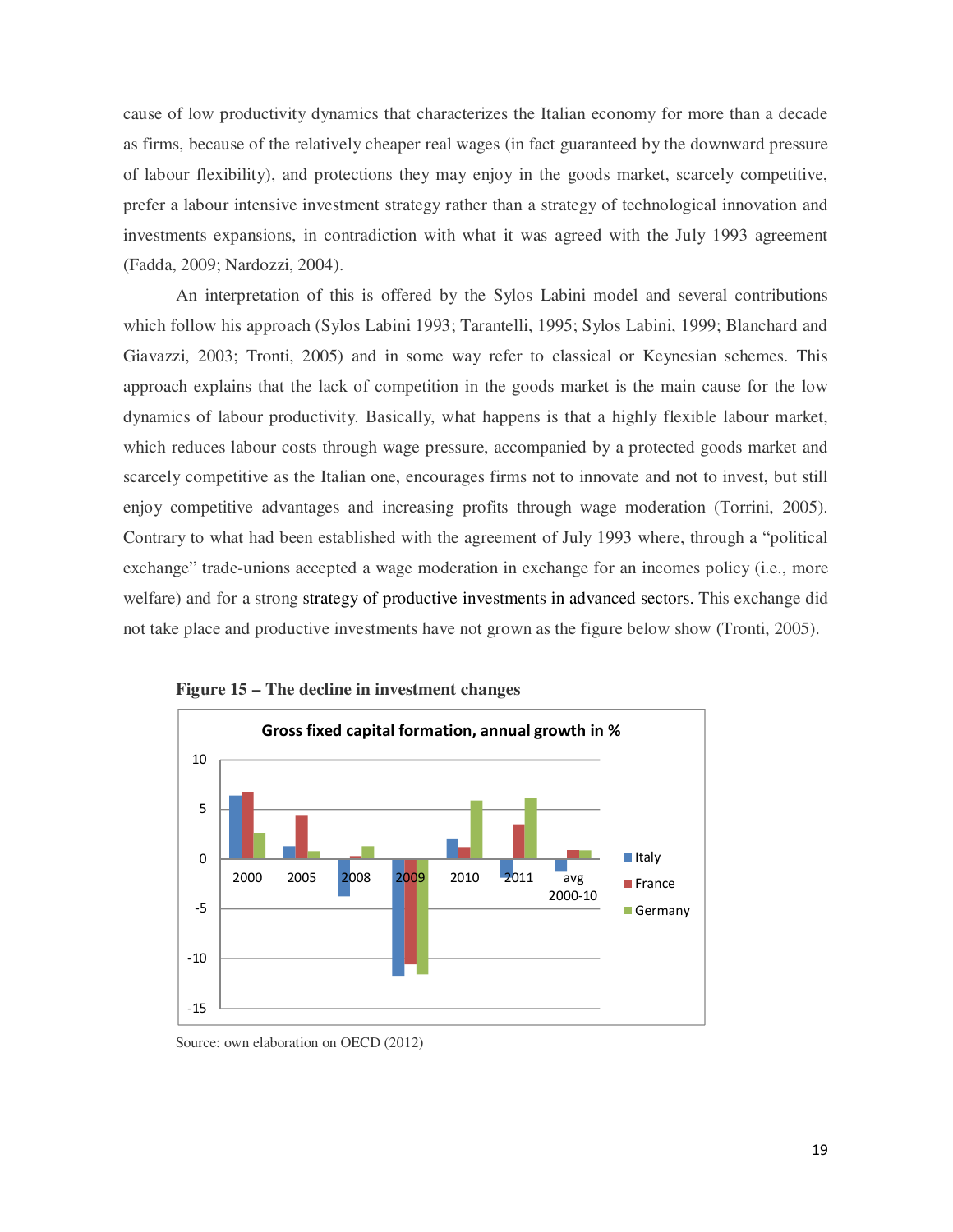cause of low productivity dynamics that characterizes the Italian economy for more than a decade as firms, because of the relatively cheaper real wages (in fact guaranteed by the downward pressure of labour flexibility), and protections they may enjoy in the goods market, scarcely competitive, prefer a labour intensive investment strategy rather than a strategy of technological innovation and investments expansions, in contradiction with what it was agreed with the July 1993 agreement (Fadda, 2009; Nardozzi, 2004).

An interpretation of this is offered by the Sylos Labini model and several contributions which follow his approach (Sylos Labini 1993; Tarantelli, 1995; Sylos Labini, 1999; Blanchard and Giavazzi, 2003; Tronti, 2005) and in some way refer to classical or Keynesian schemes. This approach explains that the lack of competition in the goods market is the main cause for the low dynamics of labour productivity. Basically, what happens is that a highly flexible labour market, which reduces labour costs through wage pressure, accompanied by a protected goods market and scarcely competitive as the Italian one, encourages firms not to innovate and not to invest, but still enjoy competitive advantages and increasing profits through wage moderation (Torrini, 2005). Contrary to what had been established with the agreement of July 1993 where, through a "political exchange" trade-unions accepted a wage moderation in exchange for an incomes policy (i.e., more welfare) and for a strong strategy of productive investments in advanced sectors. This exchange did not take place and productive investments have not grown as the figure below show (Tronti, 2005).

**Figure 15 – The decline in investment changes**

Source: own elaboration on OECD (2012)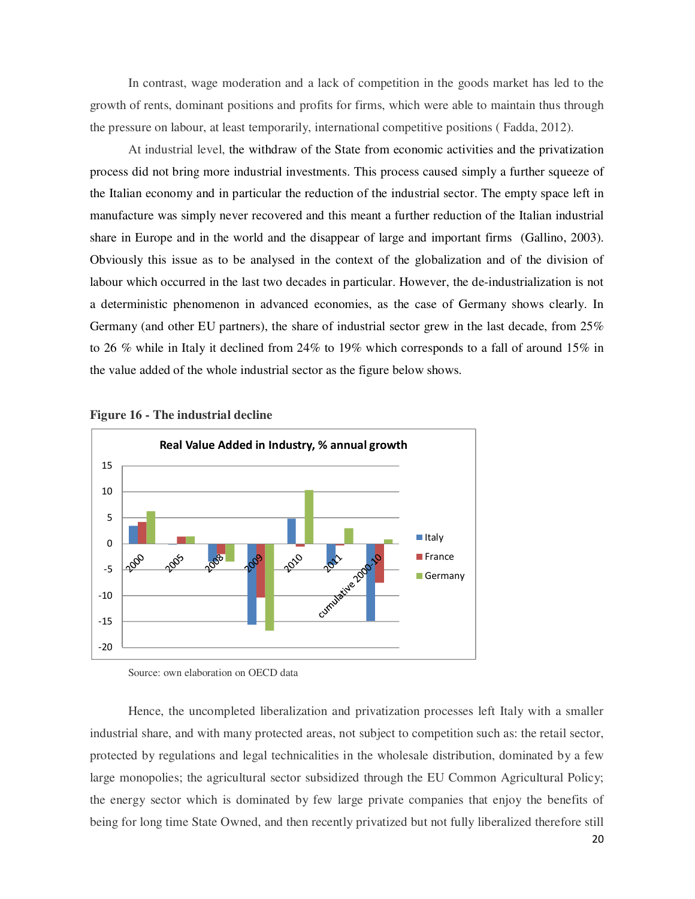In contrast, wage moderation and a lack of competition in the goods market has led to the growth of rents, dominant positions and profits for firms, which were able to maintain thus through the pressure on labour, at least temporarily, international competitive positions ( Fadda, 2012).

At industrial level, the withdraw of the State from economic activities and the privatization process did not bring more industrial investments. This process caused simply a further squeeze of the Italian economy and in particular the reduction of the industrial sector. The empty space left in manufacture was simply never recovered and this meant a further reduction of the Italian industrial share in Europe and in the world and the disappear of large and important firms (Gallino, 2003). Obviously this issue as to be analysed in the context of the globalization and of the division of labour which occurred in the last two decades in particular. However, the de-industrialization is not a deterministic phenomenon in advanced economies, as the case of Germany shows clearly. In Germany (and other EU partners), the share of industrial sector grew in the last decade, from 25% to 26 % while in Italy it declined from 24% to 19% which corresponds to a fall of around 15% in the value added of the whole industrial sector as the figure below shows.

**Figure 16 - The industrial decline**

Source: own elaboration on OECD data

Hence, the uncompleted liberalization and privatization processes left Italy with a smaller industrial share, and with many protected areas, not subject to competition such as: the retail sector, protected by regulations and legal technicalities in the wholesale distribution, dominated by a few large monopolies; the agricultural sector subsidized through the EU Common Agricultural Policy; the energy sector which is dominated by few large private companies that enjoy the benefits of being for long time State Owned, and then recently privatized but not fully liberalized therefore still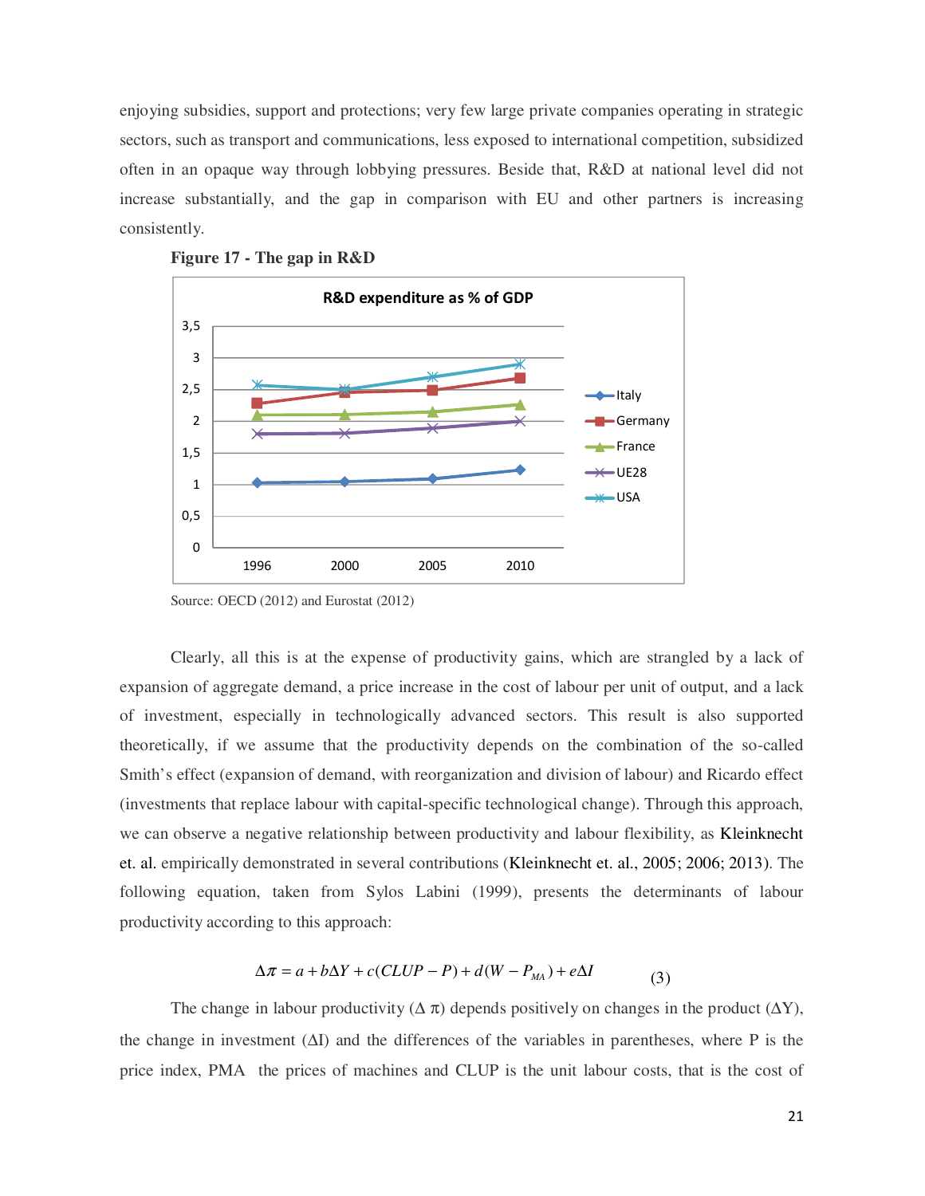enjoying subsidies, support and protections; very few large private companies operating in strategic sectors, such as transport and communications, less exposed to international competition, subsidized often in an opaque way through lobbying pressures. Beside that, R&D at national level did not increase substantially, and the gap in comparison with EU and other partners is increasing consistently.

**Figure 17 - The gap in R&D**

Source: OECD (2012) and Eurostat (2012)

Clearly, all this is at the expense of productivity gains, which are strangled by a lack of expansion of aggregate demand, a price increase in the cost of labour per unit of output, and a lack of investment, especially in technologically advanced sectors. This result is also supported theoretically, if we assume that the productivity depends on the combination of the so-called Smith's effect (expansion of demand, with reorganization and division of labour) and Ricardo effect (investments that replace labour with capital-specific technological change). Through this approach, we can observe a negative relationship between productivity and labour flexibility, as Kleinknecht et. al. empirically demonstrated in several contributions (Kleinknecht et. al., 2005; 2006; 2013). The following equation, taken from Sylos Labini (1999), presents the determinants of labour productivity according to this approach:

$$\Delta\pi = a + b\Delta Y + c(CLUP - P) + d(W - P_{MA}) + e\Delta I \qquad (3)$$

The change in labour productivity ($\Delta\ \pi$) depends positively on changes in the product ($\Delta$Y), the change in investment ($\Delta$I) and the differences of the variables in parentheses, where P is the price index, PMA the prices of machines and CLUP is the unit labour costs, that is the cost of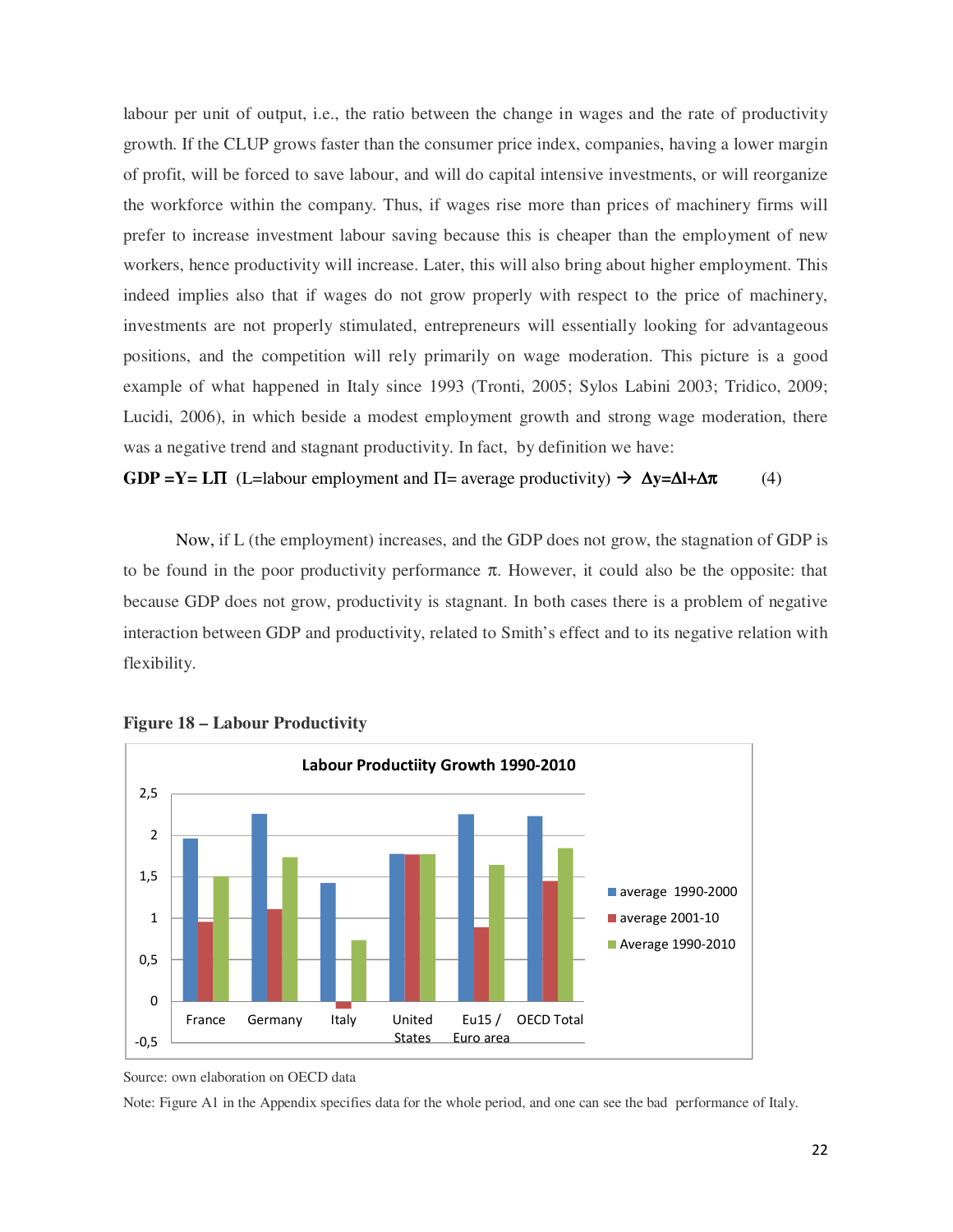labour per unit of output, i.e., the ratio between the change in wages and the rate of productivity growth. If the CLUP grows faster than the consumer price index, companies, having a lower margin of profit, will be forced to save labour, and will do capital intensive investments, or will reorganize the workforce within the company. Thus, if wages rise more than prices of machinery firms will prefer to increase investment labour saving because this is cheaper than the employment of new workers, hence productivity will increase. Later, this will also bring about higher employment. This indeed implies also that if wages do not grow properly with respect to the price of machinery, investments are not properly stimulated, entrepreneurs will essentially looking for advantageous positions, and the competition will rely primarily on wage moderation. This picture is a good example of what happened in Italy since 1993 (Tronti, 2005; Sylos Labini 2003; Tridico, 2009; Lucidi, 2006), in which beside a modest employment growth and strong wage moderation, there was a negative trend and stagnant productivity. In fact, by definition we have:

**GDP =Y= L$\Pi$** (L=labour employment and $\Pi$= average productivity) → **$\Delta y = \Delta l + \Delta \pi$** (4)

Now, if L (the employment) increases, and the GDP does not grow, the stagnation of GDP is to be found in the poor productivity performance $\pi$. However, it could also be the opposite: that because GDP does not grow, productivity is stagnant. In both cases there is a problem of negative interaction between GDP and productivity, related to Smith's effect and to its negative relation with flexibility.

**Figure 18 – Labour Productivity**

Labour Productiity Growth 1990-2010

| | average 1990-2000 | average 2001-10 | Average 1990-2010 |
|---|---|---|---|
| France | 1,96 | 0,96 | 1,5 |
| Germany | 2,26 | 1,11 | 1,73 |
| Italy | 1,43 | -0,09 | 0,73 |
| United States | 1,77 | 1,77 | 1,77 |
| Eu15 / Euro area | 2,25 | 0,89 | 1,64 |
| OECD Total | 2,23 | 1,45 | 1,84 |

Source: own elaboration on OECD data

Note: Figure A1 in the Appendix specifies data for the whole period, and one can see the bad performance of Italy.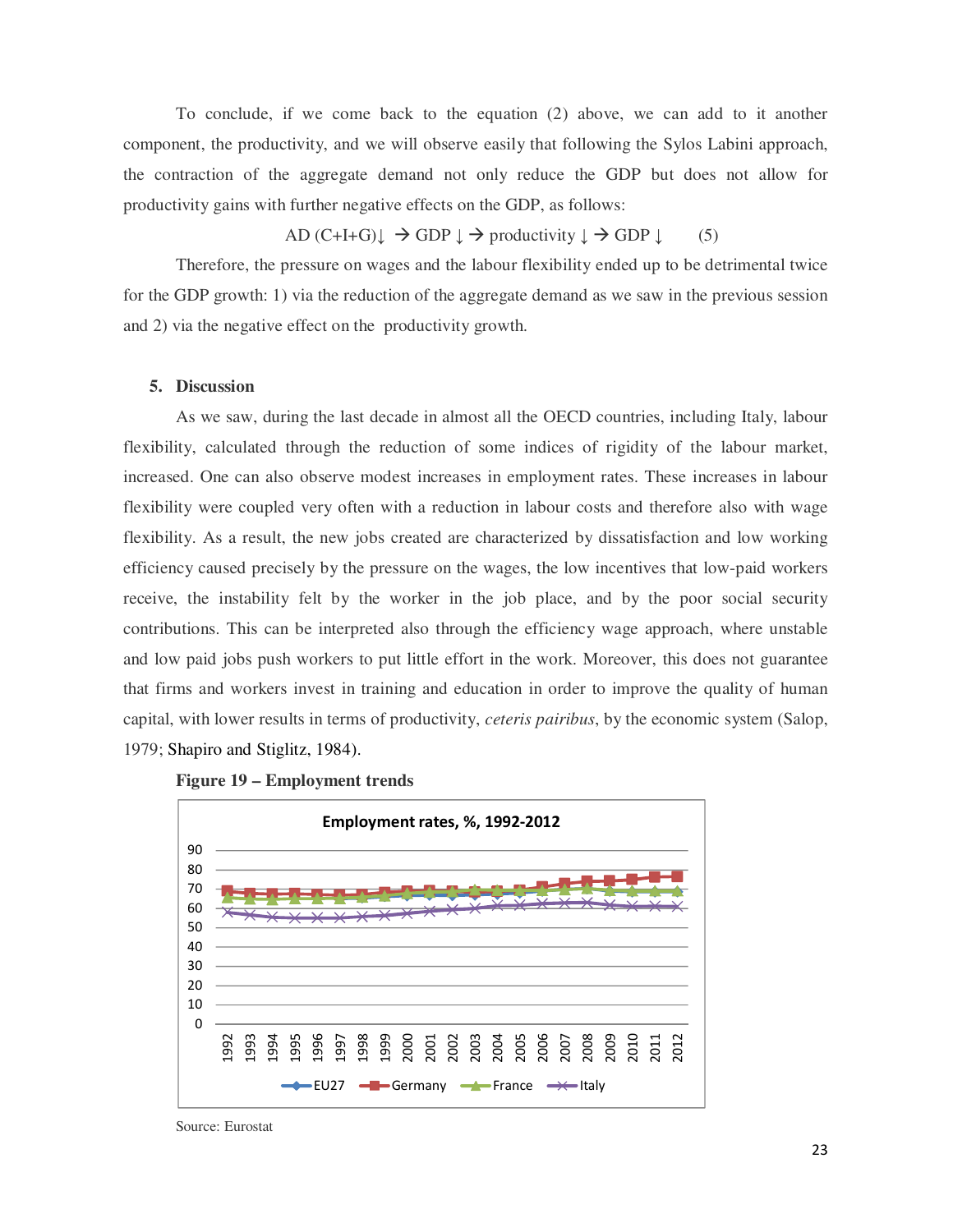To conclude, if we come back to the equation (2) above, we can add to it another component, the productivity, and we will observe easily that following the Sylos Labini approach, the contraction of the aggregate demand not only reduce the GDP but does not allow for productivity gains with further negative effects on the GDP, as follows:

$$AD\ (C+I+G)\downarrow\ \rightarrow GDP\downarrow\ \rightarrow productivity\downarrow\ \rightarrow GDP\downarrow \qquad (5)$$

Therefore, the pressure on wages and the labour flexibility ended up to be detrimental twice for the GDP growth: 1) via the reduction of the aggregate demand as we saw in the previous session and 2) via the negative effect on the productivity growth.

## 5. Discussion

As we saw, during the last decade in almost all the OECD countries, including Italy, labour flexibility, calculated through the reduction of some indices of rigidity of the labour market, increased. One can also observe modest increases in employment rates. These increases in labour flexibility were coupled very often with a reduction in labour costs and therefore also with wage flexibility. As a result, the new jobs created are characterized by dissatisfaction and low working efficiency caused precisely by the pressure on the wages, the low incentives that low-paid workers receive, the instability felt by the worker in the job place, and by the poor social security contributions. This can be interpreted also through the efficiency wage approach, where unstable and low paid jobs push workers to put little effort in the work. Moreover, this does not guarantee that firms and workers invest in training and education in order to improve the quality of human capital, with lower results in terms of productivity, *ceteris pairibus*, by the economic system (Salop, 1979; Shapiro and Stiglitz, 1984).

**Figure 19 – Employment trends**

Employment rates, %, 1992-2012

Legend: EU27, Germany, France, Italy

Source: Eurostat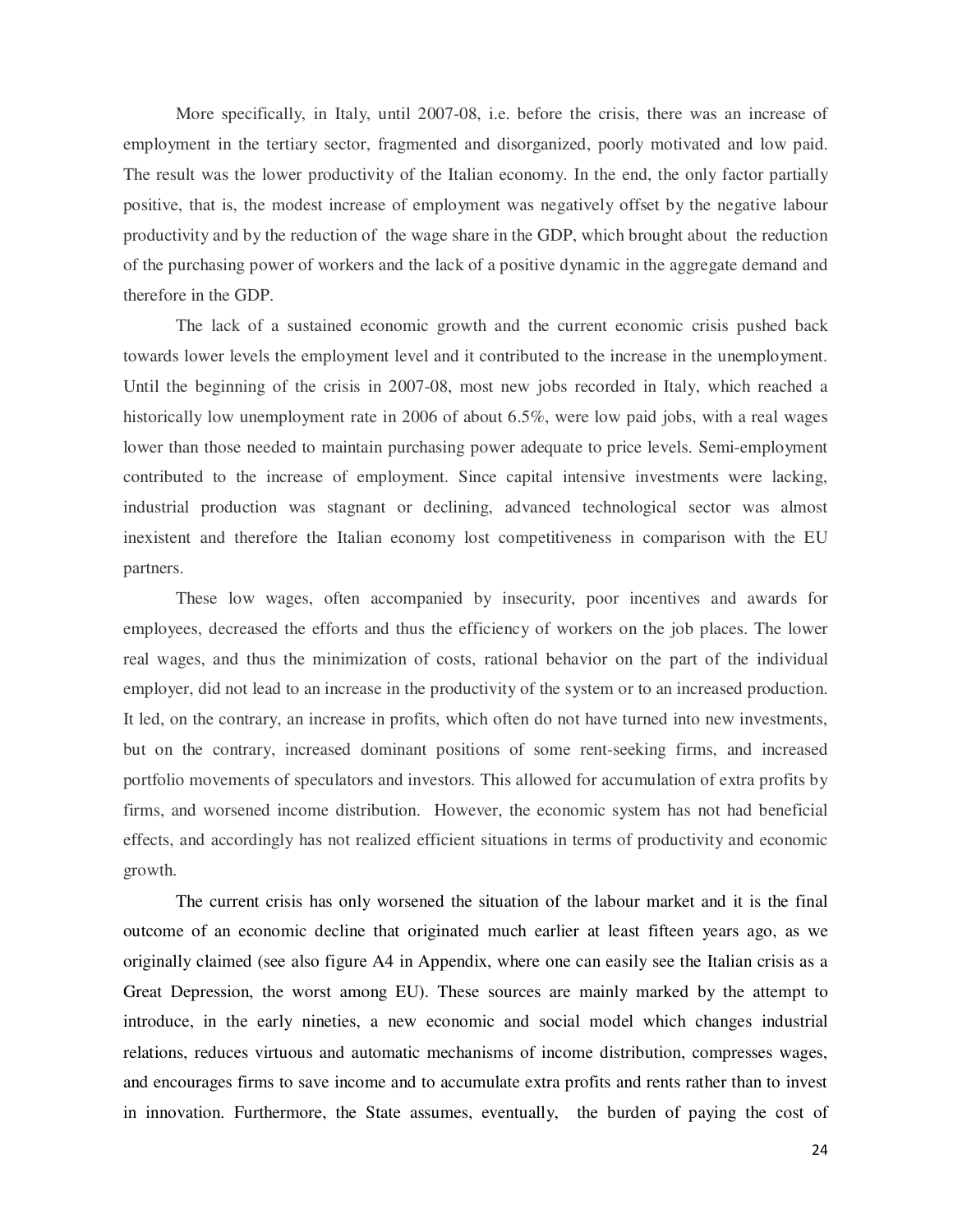More specifically, in Italy, until 2007-08, i.e. before the crisis, there was an increase of employment in the tertiary sector, fragmented and disorganized, poorly motivated and low paid. The result was the lower productivity of the Italian economy. In the end, the only factor partially positive, that is, the modest increase of employment was negatively offset by the negative labour productivity and by the reduction of the wage share in the GDP, which brought about the reduction of the purchasing power of workers and the lack of a positive dynamic in the aggregate demand and therefore in the GDP.

The lack of a sustained economic growth and the current economic crisis pushed back towards lower levels the employment level and it contributed to the increase in the unemployment. Until the beginning of the crisis in 2007-08, most new jobs recorded in Italy, which reached a historically low unemployment rate in 2006 of about 6.5%, were low paid jobs, with a real wages lower than those needed to maintain purchasing power adequate to price levels. Semi-employment contributed to the increase of employment. Since capital intensive investments were lacking, industrial production was stagnant or declining, advanced technological sector was almost inexistent and therefore the Italian economy lost competitiveness in comparison with the EU partners.

These low wages, often accompanied by insecurity, poor incentives and awards for employees, decreased the efforts and thus the efficiency of workers on the job places. The lower real wages, and thus the minimization of costs, rational behavior on the part of the individual employer, did not lead to an increase in the productivity of the system or to an increased production. It led, on the contrary, an increase in profits, which often do not have turned into new investments, but on the contrary, increased dominant positions of some rent-seeking firms, and increased portfolio movements of speculators and investors. This allowed for accumulation of extra profits by firms, and worsened income distribution. However, the economic system has not had beneficial effects, and accordingly has not realized efficient situations in terms of productivity and economic growth.

The current crisis has only worsened the situation of the labour market and it is the final outcome of an economic decline that originated much earlier at least fifteen years ago, as we originally claimed (see also figure A4 in Appendix, where one can easily see the Italian crisis as a Great Depression, the worst among EU). These sources are mainly marked by the attempt to introduce, in the early nineties, a new economic and social model which changes industrial relations, reduces virtuous and automatic mechanisms of income distribution, compresses wages, and encourages firms to save income and to accumulate extra profits and rents rather than to invest in innovation. Furthermore, the State assumes, eventually, the burden of paying the cost of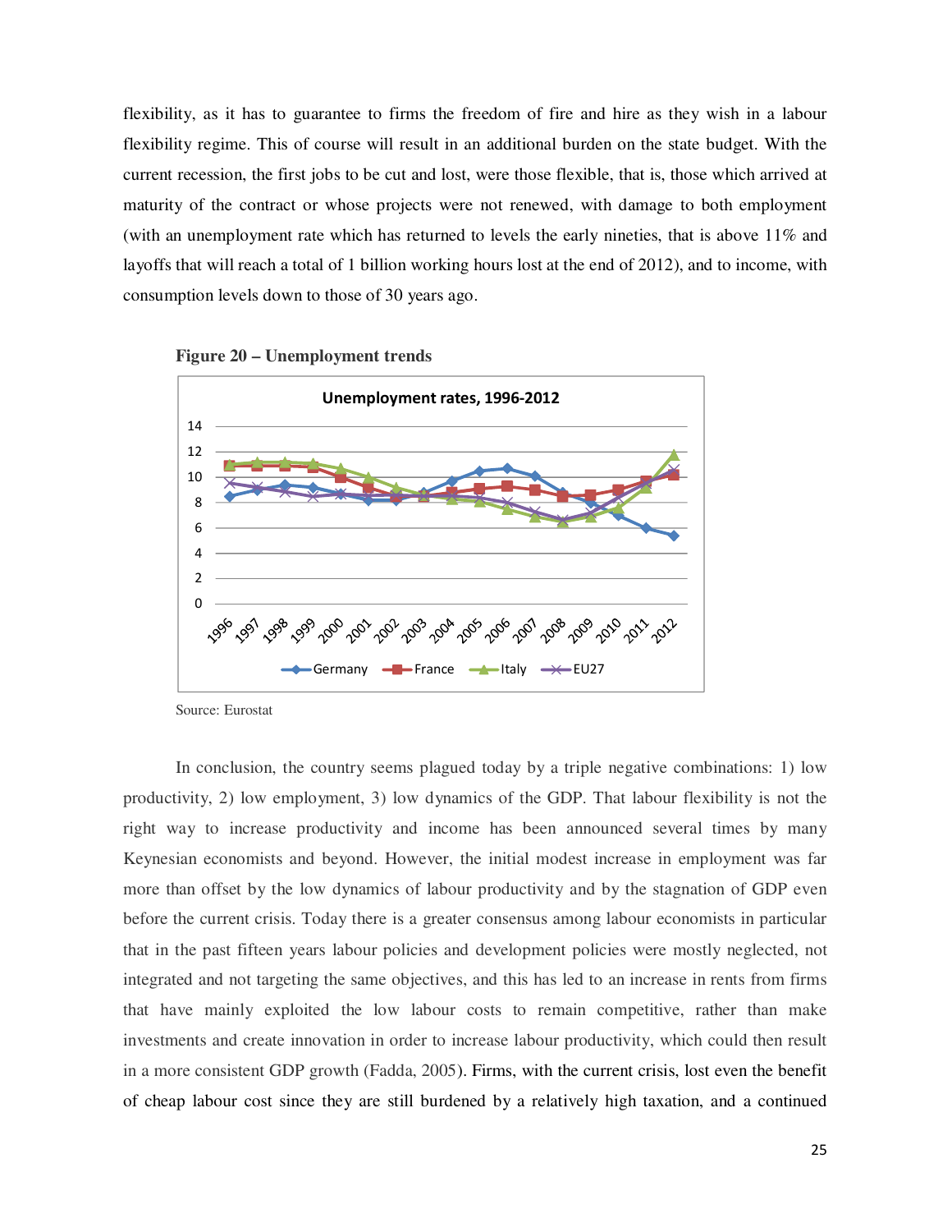flexibility, as it has to guarantee to firms the freedom of fire and hire as they wish in a labour flexibility regime. This of course will result in an additional burden on the state budget. With the current recession, the first jobs to be cut and lost, were those flexible, that is, those which arrived at maturity of the contract or whose projects were not renewed, with damage to both employment (with an unemployment rate which has returned to levels the early nineties, that is above 11% and layoffs that will reach a total of 1 billion working hours lost at the end of 2012), and to income, with consumption levels down to those of 30 years ago.

**Figure 20 – Unemployment trends**

Source: Eurostat

In conclusion, the country seems plagued today by a triple negative combinations: 1) low productivity, 2) low employment, 3) low dynamics of the GDP. That labour flexibility is not the right way to increase productivity and income has been announced several times by many Keynesian economists and beyond. However, the initial modest increase in employment was far more than offset by the low dynamics of labour productivity and by the stagnation of GDP even before the current crisis. Today there is a greater consensus among labour economists in particular that in the past fifteen years labour policies and development policies were mostly neglected, not integrated and not targeting the same objectives, and this has led to an increase in rents from firms that have mainly exploited the low labour costs to remain competitive, rather than make investments and create innovation in order to increase labour productivity, which could then result in a more consistent GDP growth (Fadda, 2005). Firms, with the current crisis, lost even the benefit of cheap labour cost since they are still burdened by a relatively high taxation, and a continued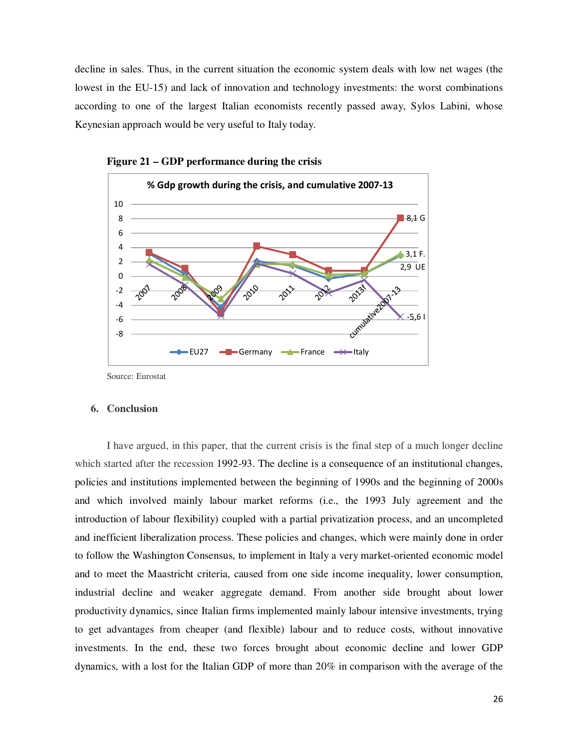decline in sales. Thus, in the current situation the economic system deals with low net wages (the lowest in the EU-15) and lack of innovation and technology investments: the worst combinations according to one of the largest Italian economists recently passed away, Sylos Labini, whose Keynesian approach would be very useful to Italy today.

**Figure 21 – GDP performance during the crisis**

Source: Eurostat

## 6. Conclusion

I have argued, in this paper, that the current crisis is the final step of a much longer decline which started after the recession 1992-93. The decline is a consequence of an institutional changes, policies and institutions implemented between the beginning of 1990s and the beginning of 2000s and which involved mainly labour market reforms (i.e., the 1993 July agreement and the introduction of labour flexibility) coupled with a partial privatization process, and an uncompleted and inefficient liberalization process. These policies and changes, which were mainly done in order to follow the Washington Consensus, to implement in Italy a very market-oriented economic model and to meet the Maastricht criteria, caused from one side income inequality, lower consumption, industrial decline and weaker aggregate demand. From another side brought about lower productivity dynamics, since Italian firms implemented mainly labour intensive investments, trying to get advantages from cheaper (and flexible) labour and to reduce costs, without innovative investments. In the end, these two forces brought about economic decline and lower GDP dynamics, with a lost for the Italian GDP of more than 20% in comparison with the average of the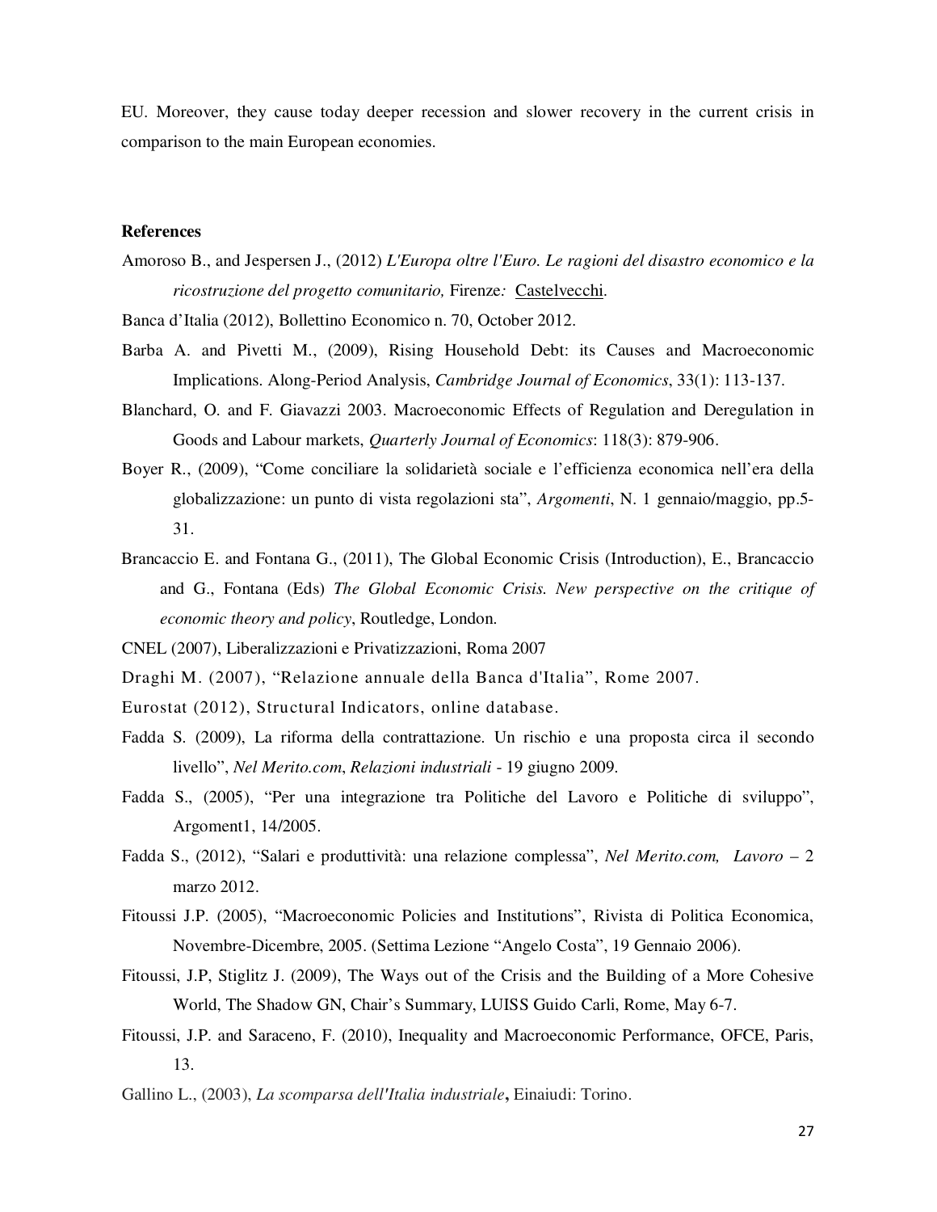EU. Moreover, they cause today deeper recession and slower recovery in the current crisis in comparison to the main European economies.

**References**

Amoroso B., and Jespersen J., (2012) *L'Europa oltre l'Euro. Le ragioni del disastro economico e la ricostruzione del progetto comunitario,* Firenze*:* Castelvecchi.

Banca d'Italia (2012), Bollettino Economico n. 70, October 2012.

Barba A. and Pivetti M., (2009), Rising Household Debt: its Causes and Macroeconomic Implications. Along-Period Analysis, *Cambridge Journal of Economics*, 33(1): 113-137.

Blanchard, O. and F. Giavazzi 2003. Macroeconomic Effects of Regulation and Deregulation in Goods and Labour markets, *Quarterly Journal of Economics*: 118(3): 879-906.

Boyer R., (2009), "Come conciliare la solidarietà sociale e l'efficienza economica nell'era della globalizzazione: un punto di vista regolazioni sta", *Argomenti*, N. 1 gennaio/maggio, pp.5-31.

Brancaccio E. and Fontana G., (2011), The Global Economic Crisis (Introduction), E., Brancaccio and G., Fontana (Eds) *The Global Economic Crisis. New perspective on the critique of economic theory and policy*, Routledge, London.

CNEL (2007), Liberalizzazioni e Privatizzazioni, Roma 2007

Draghi M. (2007), "Relazione annuale della Banca d'Italia", Rome 2007.

Eurostat (2012), Structural Indicators, online database.

Fadda S. (2009), La riforma della contrattazione. Un rischio e una proposta circa il secondo livello", *Nel Merito.com*, *Relazioni industriali* - 19 giugno 2009.

Fadda S., (2005), "Per una integrazione tra Politiche del Lavoro e Politiche di sviluppo", Argoment1, 14/2005.

Fadda S., (2012), "Salari e produttività: una relazione complessa", *Nel Merito.com, Lavoro* – 2 marzo 2012.

Fitoussi J.P. (2005), "Macroeconomic Policies and Institutions", Rivista di Politica Economica, Novembre-Dicembre, 2005. (Settima Lezione "Angelo Costa", 19 Gennaio 2006).

Fitoussi, J.P, Stiglitz J. (2009), The Ways out of the Crisis and the Building of a More Cohesive World, The Shadow GN, Chair's Summary, LUISS Guido Carli, Rome, May 6-7.

Fitoussi, J.P. and Saraceno, F. (2010), Inequality and Macroeconomic Performance, OFCE, Paris, 13.

Gallino L., (2003), *La scomparsa dell'Italia industriale***,** Einaiudi: Torino.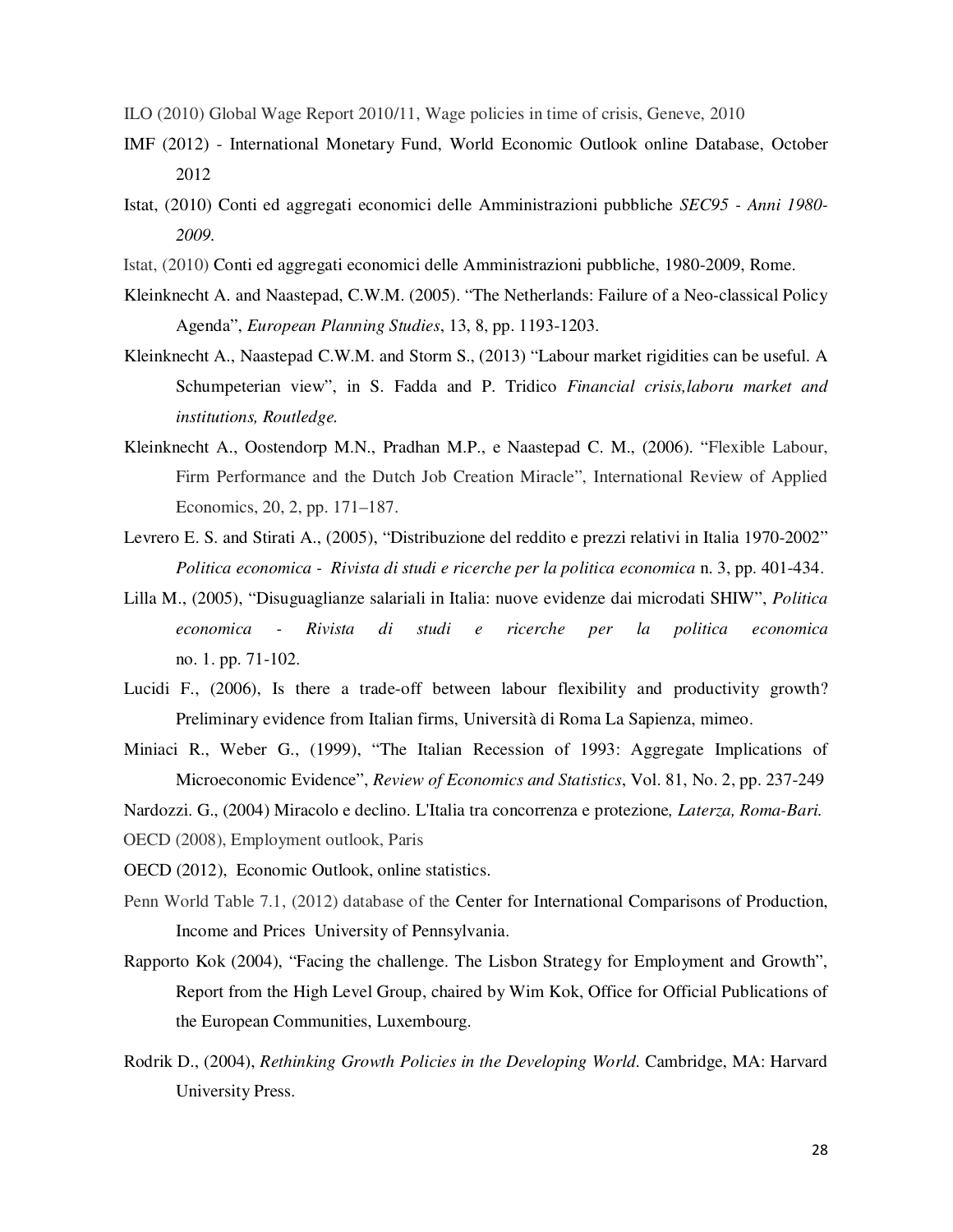ILO (2010) Global Wage Report 2010/11, Wage policies in time of crisis, Geneve, 2010

IMF (2012) - International Monetary Fund, World Economic Outlook online Database, October 2012

Istat, (2010) Conti ed aggregati economici delle Amministrazioni pubbliche *SEC95 - Anni 1980-2009.*

Istat, (2010) Conti ed aggregati economici delle Amministrazioni pubbliche, 1980-2009, Rome.

Kleinknecht A. and Naastepad, C.W.M. (2005). "The Netherlands: Failure of a Neo-classical Policy Agenda", *European Planning Studies*, 13, 8, pp. 1193-1203.

Kleinknecht A., Naastepad C.W.M. and Storm S., (2013) "Labour market rigidities can be useful. A Schumpeterian view", in S. Fadda and P. Tridico *Financial crisis,laboru market and institutions, Routledge.*

Kleinknecht A., Oostendorp M.N., Pradhan M.P., e Naastepad C. M., (2006). "Flexible Labour, Firm Performance and the Dutch Job Creation Miracle", International Review of Applied Economics, 20, 2, pp. 171–187.

Levrero E. S. and Stirati A., (2005), "Distribuzione del reddito e prezzi relativi in Italia 1970-2002" *Politica economica - Rivista di studi e ricerche per la politica economica* n. 3, pp. 401-434.

Lilla M., (2005), "Disuguaglianze salariali in Italia: nuove evidenze dai microdati SHIW", *Politica economica - Rivista di studi e ricerche per la politica economica* no. 1. pp. 71-102.

Lucidi F., (2006), Is there a trade-off between labour flexibility and productivity growth? Preliminary evidence from Italian firms, Università di Roma La Sapienza, mimeo.

Miniaci R., Weber G., (1999), "The Italian Recession of 1993: Aggregate Implications of Microeconomic Evidence", *Review of Economics and Statistics*, Vol. 81, No. 2, pp. 237-249

Nardozzi. G., (2004) Miracolo e declino. L'Italia tra concorrenza e protezione*, Laterza, Roma-Bari.*

OECD (2008), Employment outlook, Paris

OECD (2012), Economic Outlook, online statistics.

Penn World Table 7.1, (2012) database of the Center for International Comparisons of Production, Income and Prices University of Pennsylvania.

Rapporto Kok (2004), "Facing the challenge. The Lisbon Strategy for Employment and Growth", Report from the High Level Group, chaired by Wim Kok, Office for Official Publications of the European Communities, Luxembourg.

Rodrik D., (2004), *Rethinking Growth Policies in the Developing World*. Cambridge, MA: Harvard University Press.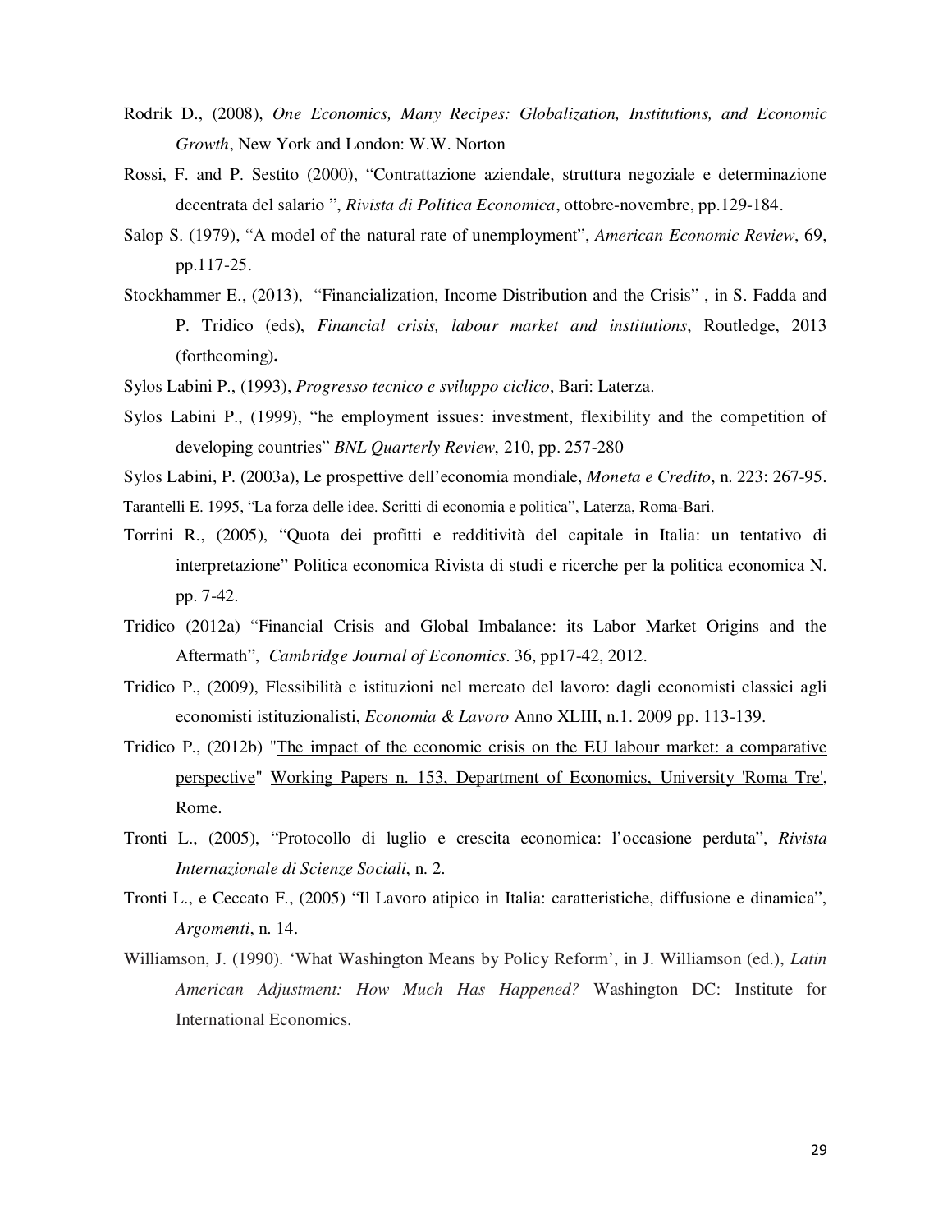Rodrik D., (2008), *One Economics, Many Recipes: Globalization, Institutions, and Economic Growth*, New York and London: W.W. Norton

Rossi, F. and P. Sestito (2000), "Contrattazione aziendale, struttura negoziale e determinazione decentrata del salario ", *Rivista di Politica Economica*, ottobre-novembre, pp.129-184.

Salop S. (1979), "A model of the natural rate of unemployment", *American Economic Review*, 69, pp.117-25.

Stockhammer E., (2013), "Financialization, Income Distribution and the Crisis" , in S. Fadda and P. Tridico (eds), *Financial crisis, labour market and institutions*, Routledge, 2013 (forthcoming)**.**

Sylos Labini P., (1993), *Progresso tecnico e sviluppo ciclico*, Bari: Laterza.

Sylos Labini P., (1999), "he employment issues: investment, flexibility and the competition of developing countries" *BNL Quarterly Review*, 210, pp. 257-280

Sylos Labini, P. (2003a), Le prospettive dell'economia mondiale, *Moneta e Credito*, n. 223: 267-95.

Tarantelli E. 1995, "La forza delle idee. Scritti di economia e politica", Laterza, Roma-Bari.

Torrini R., (2005), "Quota dei profitti e redditività del capitale in Italia: un tentativo di interpretazione" Politica economica Rivista di studi e ricerche per la politica economica N. pp. 7-42.

Tridico (2012a) "Financial Crisis and Global Imbalance: its Labor Market Origins and the Aftermath", *Cambridge Journal of Economics*. 36, pp17-42, 2012.

Tridico P., (2009), Flessibilità e istituzioni nel mercato del lavoro: dagli economisti classici agli economisti istituzionalisti, *Economia & Lavoro* Anno XLIII, n.1. 2009 pp. 113-139.

Tridico P., (2012b) "The impact of the economic crisis on the EU labour market: a comparative perspective" Working Papers n. 153, Department of Economics, University 'Roma Tre', Rome.

Tronti L., (2005), "Protocollo di luglio e crescita economica: l'occasione perduta", *Rivista Internazionale di Scienze Sociali*, n. 2.

Tronti L., e Ceccato F., (2005) "Il Lavoro atipico in Italia: caratteristiche, diffusione e dinamica", *Argomenti*, n. 14.

Williamson, J. (1990). 'What Washington Means by Policy Reform', in J. Williamson (ed.), *Latin American Adjustment: How Much Has Happened?* Washington DC: Institute for International Economics.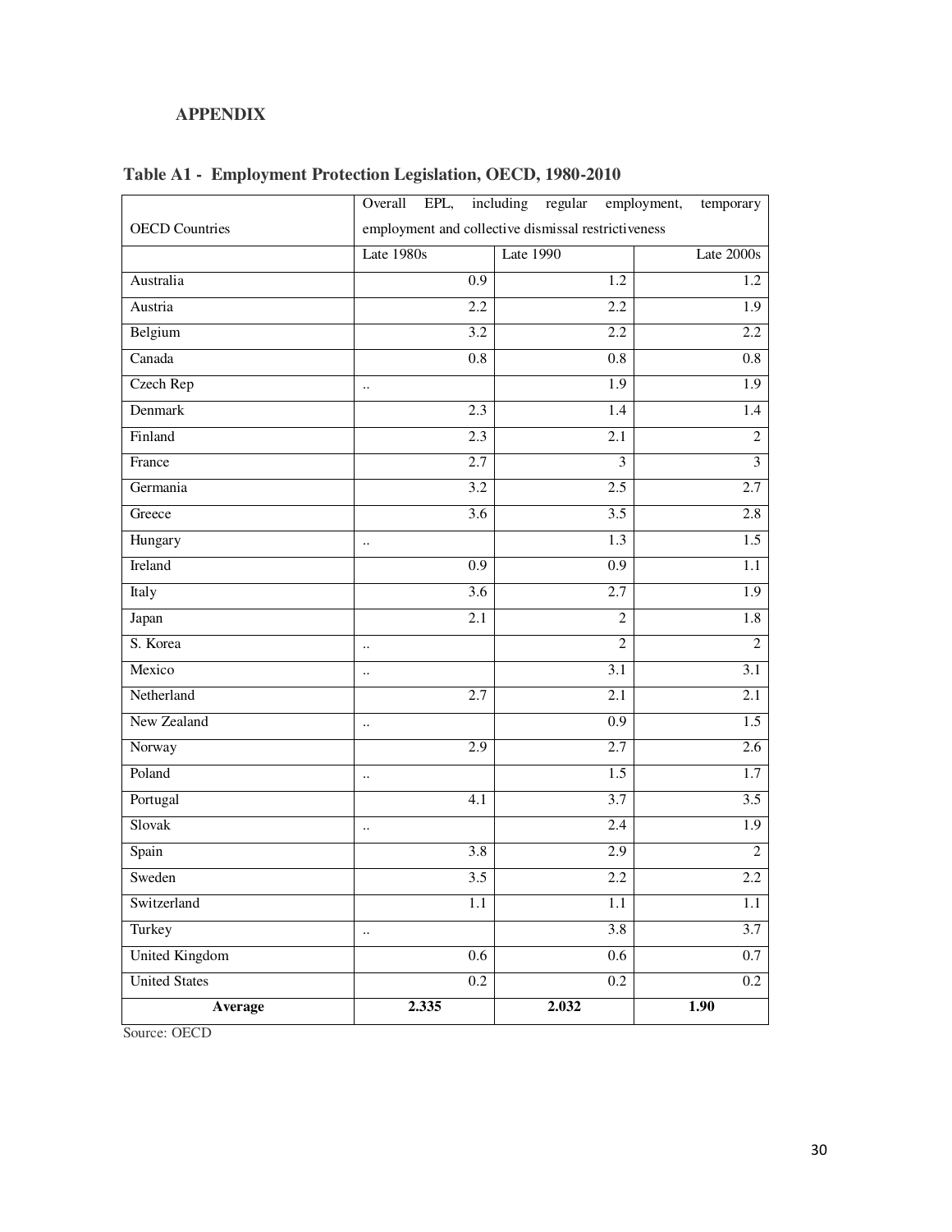**APPENDIX**

**Table A1 - Employment Protection Legislation, OECD, 1980-2010**

| OECD Countries | Overall EPL, including regular employment, temporary employment and collective dismissal restrictiveness | | |
|---|---|---|---|
| | Late 1980s | Late 1990 | Late 2000s |
| Australia | 0.9 | 1.2 | 1.2 |
| Austria | 2.2 | 2.2 | 1.9 |
| Belgium | 3.2 | 2.2 | 2.2 |
| Canada | 0.8 | 0.8 | 0.8 |
| Czech Rep | .. | 1.9 | 1.9 |
| Denmark | 2.3 | 1.4 | 1.4 |
| Finland | 2.3 | 2.1 | 2 |
| France | 2.7 | 3 | 3 |
| Germania | 3.2 | 2.5 | 2.7 |
| Greece | 3.6 | 3.5 | 2.8 |
| Hungary | .. | 1.3 | 1.5 |
| Ireland | 0.9 | 0.9 | 1.1 |
| Italy | 3.6 | 2.7 | 1.9 |
| Japan | 2.1 | 2 | 1.8 |
| S. Korea | .. | 2 | 2 |
| Mexico | .. | 3.1 | 3.1 |
| Netherland | 2.7 | 2.1 | 2.1 |
| New Zealand | .. | 0.9 | 1.5 |
| Norway | 2.9 | 2.7 | 2.6 |
| Poland | .. | 1.5 | 1.7 |
| Portugal | 4.1 | 3.7 | 3.5 |
| Slovak | .. | 2.4 | 1.9 |
| Spain | 3.8 | 2.9 | 2 |
| Sweden | 3.5 | 2.2 | 2.2 |
| Switzerland | 1.1 | 1.1 | 1.1 |
| Turkey | .. | 3.8 | 3.7 |
| United Kingdom | 0.6 | 0.6 | 0.7 |
| United States | 0.2 | 0.2 | 0.2 |
| **Average** | **2.335** | **2.032** | **1.90** |

Source: OECD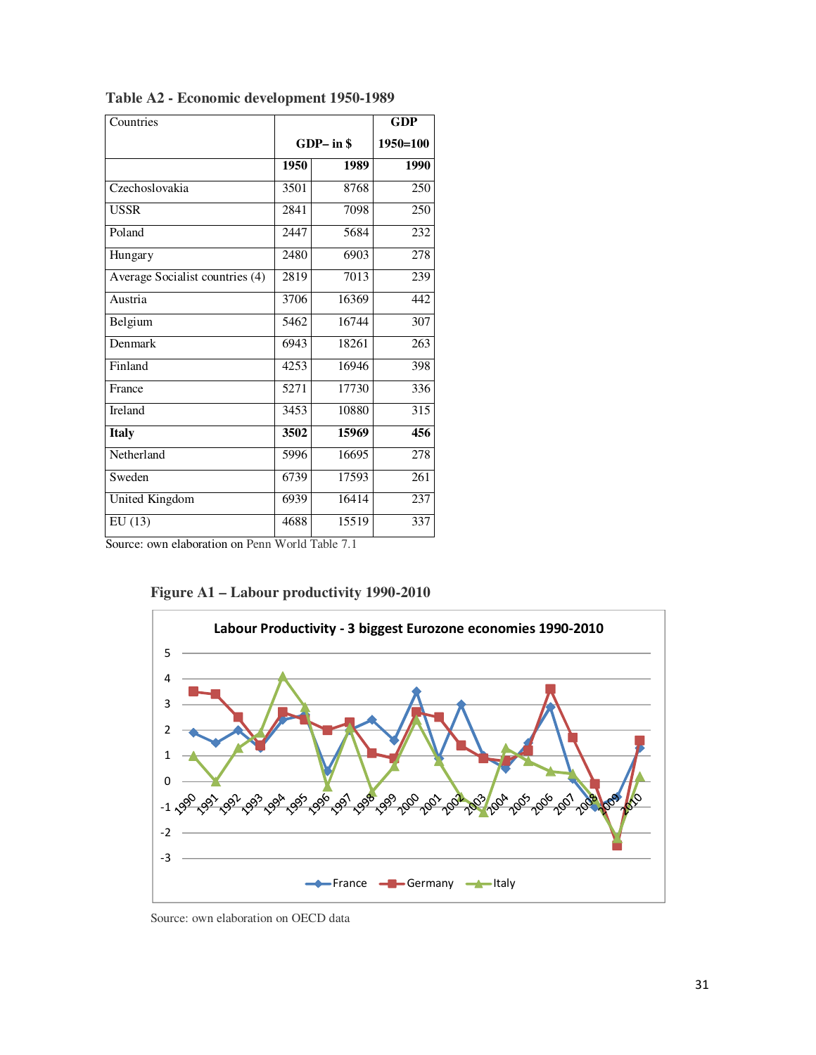**Table A2 - Economic development 1950-1989**

| Countries | GDP– in $ | | GDP 1950=100 |
|---|---|---|---|
| | **1950** | **1989** | **1990** |
| Czechoslovakia | 3501 | 8768 | 250 |
| USSR | 2841 | 7098 | 250 |
| Poland | 2447 | 5684 | 232 |
| Hungary | 2480 | 6903 | 278 |
| Average Socialist countries (4) | 2819 | 7013 | 239 |
| Austria | 3706 | 16369 | 442 |
| Belgium | 5462 | 16744 | 307 |
| Denmark | 6943 | 18261 | 263 |
| Finland | 4253 | 16946 | 398 |
| France | 5271 | 17730 | 336 |
| Ireland | 3453 | 10880 | 315 |
| **Italy** | **3502** | **15969** | **456** |
| Netherland | 5996 | 16695 | 278 |
| Sweden | 6739 | 17593 | 261 |
| United Kingdom | 6939 | 16414 | 237 |
| EU (13) | 4688 | 15519 | 337 |

Source: own elaboration on Penn World Table 7.1

**Figure A1 – Labour productivity 1990-2010**

Source: own elaboration on OECD data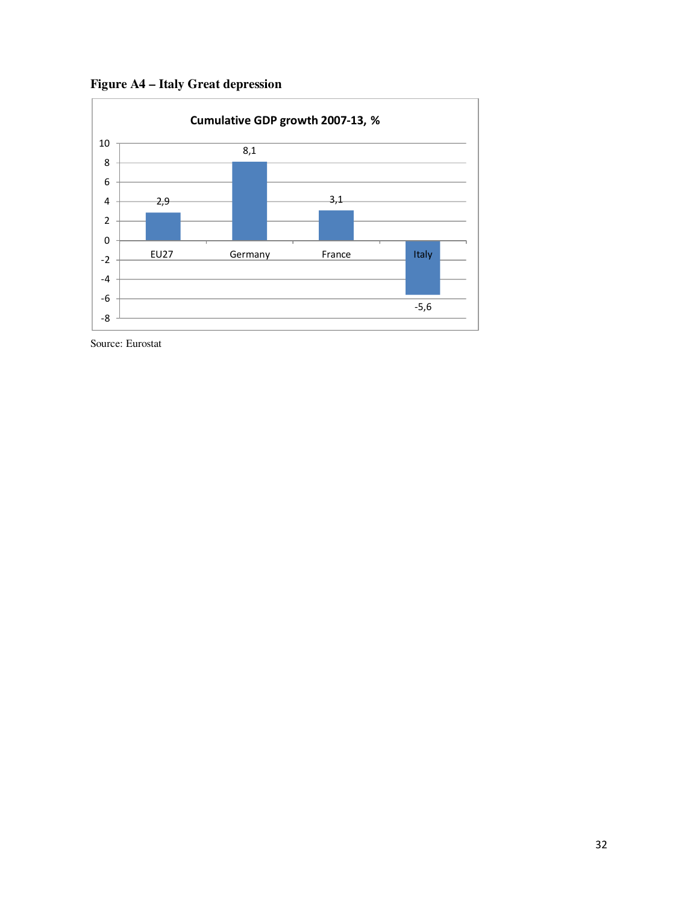**Figure A4 – Italy Great depression**

Cumulative GDP growth 2007-13, %

10
8
6
4
2
0
-2
-4
-6
-8

2,9
8,1
3,1
-5,6

EU27
Germany
France
Italy

Source: Eurostat